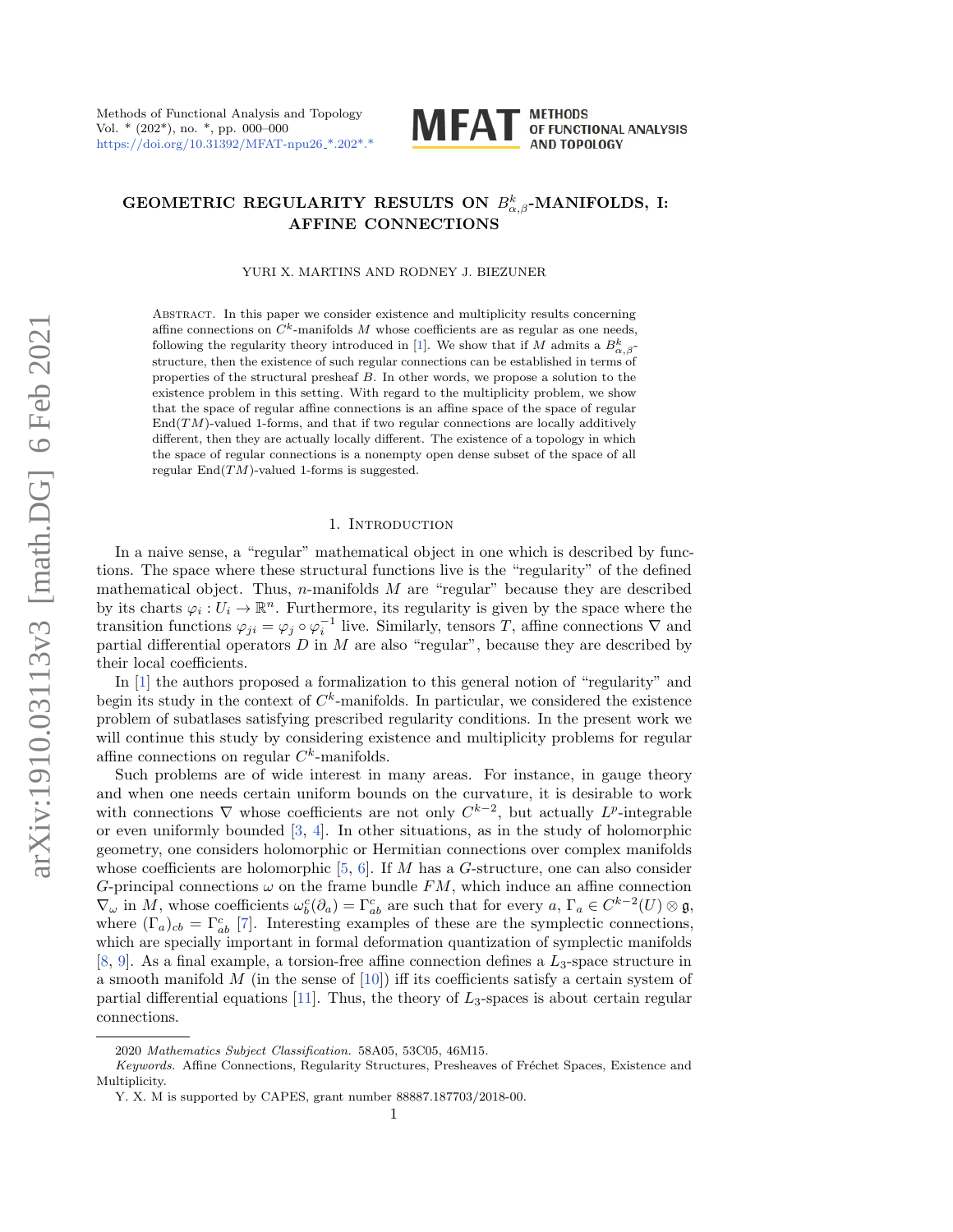# GEOMETRIC REGULARITY RESULTS ON $B^k_{\alpha,\beta}$-MANIFOLDS, I: AFFINE CONNECTIONS

YURI X. MARTINS AND RODNEY J. BIEZUNER

Abstract. In this paper we consider existence and multiplicity results concerning affine connections on $C^k$-manifolds $M$ whose coefficients are as regular as one needs, following the regularity theory introduced in [1]. We show that if $M$ admits a $B^k_{\alpha,\beta}$-structure, then the existence of such regular connections can be established in terms of properties of the structural presheaf $B$. In other words, we propose a solution to the existence problem in this setting. With regard to the multiplicity problem, we show that the space of regular affine connections is an affine space of the space of regular $\mathrm{End}(TM)$-valued 1-forms, and that if two regular connections are locally additively different, then they are actually locally different. The existence of a topology in which the space of regular connections is a nonempty open dense subset of the space of all regular $\mathrm{End}(TM)$-valued 1-forms is suggested.

## 1. Introduction

In a naive sense, a "regular" mathematical object in one which is described by functions. The space where these structural functions live is the "regularity" of the defined mathematical object. Thus, $n$-manifolds $M$ are "regular" because they are described by its charts $\varphi_i : U_i \to \mathbb{R}^n$. Furthermore, its regularity is given by the space where the transition functions $\varphi_{ji} = \varphi_j \circ \varphi_i^{-1}$ live. Similarly, tensors $T$, affine connections $\nabla$ and partial differential operators $D$ in $M$ are also "regular", because they are described by their local coefficients.

In [1] the authors proposed a formalization to this general notion of "regularity" and begin its study in the context of $C^k$-manifolds. In particular, we considered the existence problem of subatlases satisfying prescribed regularity conditions. In the present work we will continue this study by considering existence and multiplicity problems for regular affine connections on regular $C^k$-manifolds.

Such problems are of wide interest in many areas. For instance, in gauge theory and when one needs certain uniform bounds on the curvature, it is desirable to work with connections $\nabla$ whose coefficients are not only $C^{k-2}$, but actually $L^p$-integrable or even uniformly bounded [3, 4]. In other situations, as in the study of holomorphic geometry, one considers holomorphic or Hermitian connections over complex manifolds whose coefficients are holomorphic [5, 6]. If $M$ has a $G$-structure, one can also consider $G$-principal connections $\omega$ on the frame bundle $FM$, which induce an affine connection $\nabla_\omega$ in $M$, whose coefficients $\omega^c_b(\partial_a) = \Gamma^c_{ab}$ are such that for every $a$, $\Gamma_a \in C^{k-2}(U) \otimes \mathfrak{g}$, where $(\Gamma_a)_{cb} = \Gamma^c_{ab}$ [7]. Interesting examples of these are the symplectic connections, which are specially important in formal deformation quantization of symplectic manifolds [8, 9]. As a final example, a torsion-free affine connection defines a $L_3$-space structure in a smooth manifold $M$ (in the sense of [10]) iff its coefficients satisfy a certain system of partial differential equations [11]. Thus, the theory of $L_3$-spaces is about certain regular connections.

---

2020 *Mathematics Subject Classification.* 58A05, 53C05, 46M15.

*Keywords.* Affine Connections, Regularity Structures, Presheaves of Fréchet Spaces, Existence and Multiplicity.

Y. X. M is supported by CAPES, grant number 88887.187703/2018-00.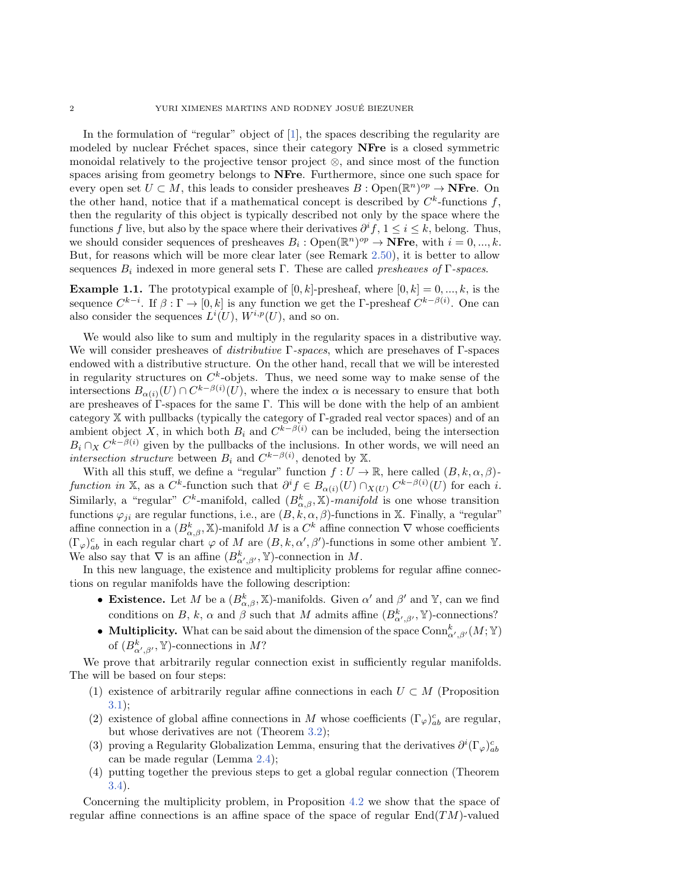In the formulation of "regular" object of [1], the spaces describing the regularity are modeled by nuclear Fréchet spaces, since their category **NFre** is a closed symmetric monoidal relatively to the projective tensor project $\otimes$, and since most of the function spaces arising from geometry belongs to **NFre**. Furthermore, since one such space for every open set $U \subset M$, this leads to consider presheaves $B : \mathrm{Open}(\mathbb{R}^n)^{op} \to \mathbf{NFre}$. On the other hand, notice that if a mathematical concept is described by $C^k$-functions $f$, then the regularity of this object is typically described not only by the space where the functions $f$ live, but also by the space where their derivatives $\partial^i f$, $1 \leq i \leq k$, belong. Thus, we should consider sequences of presheaves $B_i : \mathrm{Open}(\mathbb{R}^n)^{op} \to \mathbf{NFre}$, with $i = 0, ..., k$. But, for reasons which will be more clear later (see Remark 2.50), it is better to allow sequences $B_i$ indexed in more general sets $\Gamma$. These are called *presheaves of* $\Gamma$*-spaces*.

**Example 1.1.** The prototypical example of $[0, k]$-presheaf, where $[0, k] = 0, ..., k$, is the sequence $C^{k-i}$. If $\beta : \Gamma \to [0, k]$ is any function we get the $\Gamma$-presheaf $C^{k-\beta(i)}$. One can also consider the sequences $L^i(U)$, $W^{i,p}(U)$, and so on.

We would also like to sum and multiply in the regularity spaces in a distributive way. We will consider presheaves of *distributive* $\Gamma$*-spaces*, which are presehaves of $\Gamma$-spaces endowed with a distributive structure. On the other hand, recall that we will be interested in regularity structures on $C^k$-objets. Thus, we need some way to make sense of the intersections $B_{\alpha(i)}(U) \cap C^{k-\beta(i)}(U)$, where the index $\alpha$ is necessary to ensure that both are presheaves of $\Gamma$-spaces for the same $\Gamma$. This will be done with the help of an ambient category $\mathbb{X}$ with pullbacks (typically the category of $\Gamma$-graded real vector spaces) and of an ambient object $X$, in which both $B_i$ and $C^{k-\beta(i)}$ can be included, being the intersection $B_i \cap_X C^{k-\beta(i)}$ given by the pullbacks of the inclusions. In other words, we will need an *intersection structure* between $B_i$ and $C^{k-\beta(i)}$, denoted by $\mathbb{X}$.

With all this stuff, we define a "regular" function $f : U \to \mathbb{R}$, here called $(B, k, \alpha, \beta)$-*function in* $\mathbb{X}$, as a $C^k$-function such that $\partial^i f \in B_{\alpha(i)}(U) \cap_{X(U)} C^{k-\beta(i)}(U)$ for each $i$. Similarly, a "regular" $C^k$-manifold, called $(B^k_{\alpha,\beta}, \mathbb{X})$-*manifold* is one whose transition functions $\varphi_{ji}$ are regular functions, i.e., are $(B, k, \alpha, \beta)$-functions in $\mathbb{X}$. Finally, a "regular" affine connection in a $(B^k_{\alpha,\beta}, \mathbb{X})$-manifold $M$ is a $C^k$ affine connection $\nabla$ whose coefficients $(\Gamma_\varphi)^c_{ab}$ in each regular chart $\varphi$ of $M$ are $(B, k, \alpha', \beta')$-functions in some other ambient $\mathbb{Y}$. We also say that $\nabla$ is an affine $(B^k_{\alpha',\beta'}, \mathbb{Y})$-connection in $M$.

In this new language, the existence and multiplicity problems for regular affine connections on regular manifolds have the following description:

- **Existence.** Let $M$ be a $(B^k_{\alpha,\beta}, \mathbb{X})$-manifolds. Given $\alpha'$ and $\beta'$ and $\mathbb{Y}$, can we find conditions on $B$, $k$, $\alpha$ and $\beta$ such that $M$ admits affine $(B^k_{\alpha',\beta'}, \mathbb{Y})$-connections?
- **Multiplicity.** What can be said about the dimension of the space $\mathrm{Conn}^k_{\alpha',\beta'}(M; \mathbb{Y})$ of $(B^k_{\alpha',\beta'}, \mathbb{Y})$-connections in $M$?

We prove that arbitrarily regular connection exist in sufficiently regular manifolds. The will be based on four steps:

1. existence of arbitrarily regular affine connections in each $U \subset M$ (Proposition 3.1);
2. existence of global affine connections in $M$ whose coefficients $(\Gamma_\varphi)^c_{ab}$ are regular, but whose derivatives are not (Theorem 3.2);
3. proving a Regularity Globalization Lemma, ensuring that the derivatives $\partial^i(\Gamma_\varphi)^c_{ab}$ can be made regular (Lemma 2.4);
4. putting together the previous steps to get a global regular connection (Theorem 3.4).

Concerning the multiplicity problem, in Proposition 4.2 we show that the space of regular affine connections is an affine space of the space of regular $\mathrm{End}(TM)$-valued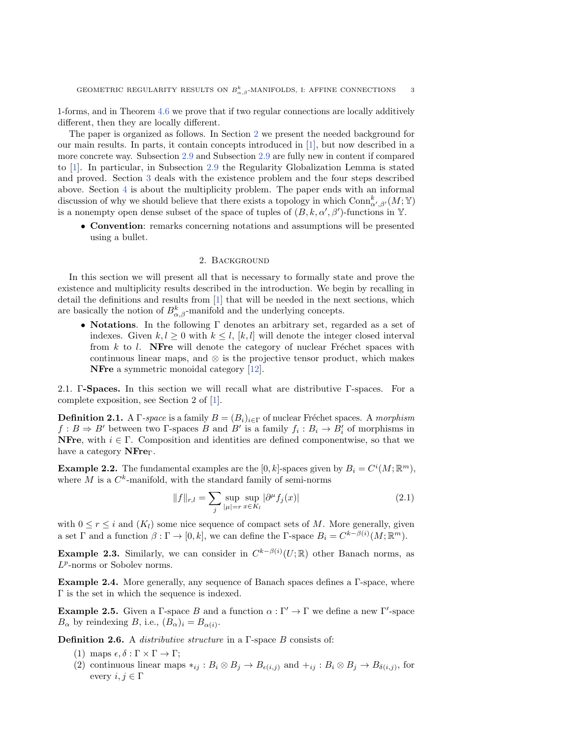1-forms, and in Theorem 4.6 we prove that if two regular connections are locally additively different, then they are locally different.

The paper is organized as follows. In Section 2 we present the needed background for our main results. In parts, it contain concepts introduced in [1], but now described in a more concrete way. Subsection 2.9 and Subsection 2.9 are fully new in content if compared to [1]. In particular, in Subsection 2.9 the Regularity Globalization Lemma is stated and proved. Section 3 deals with the existence problem and the four steps described above. Section 4 is about the multiplicity problem. The paper ends with an informal discussion of why we should believe that there exists a topology in which $\mathrm{Conn}^k_{\alpha',\beta'}(M;\mathbb{Y})$ is a nonempty open dense subset of the space of tuples of $(B,k,\alpha',\beta')$-functions in $\mathbb{Y}$.

- **Convention**: remarks concerning notations and assumptions will be presented using a bullet.

## 2. Background

In this section we will present all that is necessary to formally state and prove the existence and multiplicity results described in the introduction. We begin by recalling in detail the definitions and results from [1] that will be needed in the next sections, which are basically the notion of $B^k_{\alpha,\beta}$-manifold and the underlying concepts.

- **Notations**. In the following $\Gamma$ denotes an arbitrary set, regarded as a set of indexes. Given $k,l \geq 0$ with $k \leq l$, $[k,l]$ will denote the integer closed interval from $k$ to $l$. **NFre** will denote the category of nuclear Fréchet spaces with continuous linear maps, and $\otimes$ is the projective tensor product, which makes **NFre** a symmetric monoidal category [12].

### 2.1. Γ-Spaces.

In this section we will recall what are distributive $\Gamma$-spaces. For a complete exposition, see Section 2 of [1].

**Definition 2.1.** A *$\Gamma$-space* is a family $B = (B_i)_{i\in\Gamma}$ of nuclear Fréchet spaces. A *morphism* $f : B \Rightarrow B'$ between two $\Gamma$-spaces $B$ and $B'$ is a family $f_i : B_i \to B'_i$ of morphisms in **NFre**, with $i \in \Gamma$. Composition and identities are defined componentwise, so that we have a category $\mathbf{NFre}_\Gamma$.

**Example 2.2.** The fundamental examples are the $[0,k]$-spaces given by $B_i = C^i(M;\mathbb{R}^m)$, where $M$ is a $C^k$-manifold, with the standard family of semi-norms

$$\|f\|_{r,l} = \sum_j \sup_{|\mu|=r} \sup_{x\in K_l} |\partial^\mu f_j(x)| \tag{2.1}$$

with $0 \leq r \leq i$ and $(K_l)$ some nice sequence of compact sets of $M$. More generally, given a set $\Gamma$ and a function $\beta : \Gamma \to [0,k]$, we can define the $\Gamma$-space $B_i = C^{k-\beta(i)}(M;\mathbb{R}^m)$.

**Example 2.3.** Similarly, we can consider in $C^{k-\beta(i)}(U;\mathbb{R})$ other Banach norms, as $L^p$-norms or Sobolev norms.

**Example 2.4.** More generally, any sequence of Banach spaces defines a $\Gamma$-space, where $\Gamma$ is the set in which the sequence is indexed.

**Example 2.5.** Given a $\Gamma$-space $B$ and a function $\alpha : \Gamma' \to \Gamma$ we define a new $\Gamma'$-space $B_\alpha$ by reindexing $B$, i.e., $(B_\alpha)_i = B_{\alpha(i)}$.

**Definition 2.6.** A *distributive structure* in a $\Gamma$-space $B$ consists of:

1. maps $\epsilon, \delta : \Gamma \times \Gamma \to \Gamma$;
2. continuous linear maps $*_{ij} : B_i \otimes B_j \to B_{\epsilon(i,j)}$ and $+_{ij} : B_i \otimes B_j \to B_{\delta(i,j)}$, for every $i,j \in \Gamma$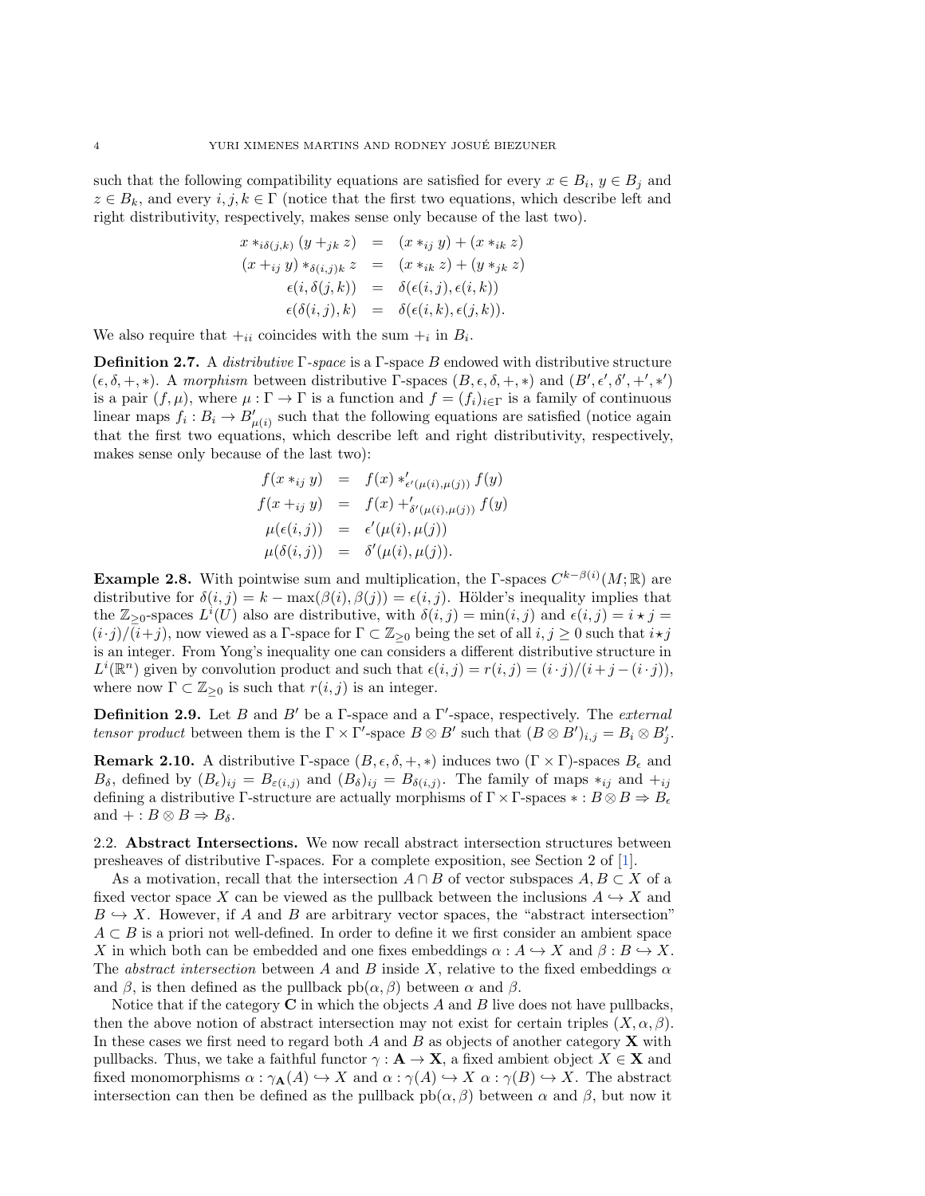such that the following compatibility equations are satisfied for every $x \in B_i$, $y \in B_j$ and $z \in B_k$, and every $i, j, k \in \Gamma$ (notice that the first two equations, which describe left and right distributivity, respectively, makes sense only because of the last two).

$$
\begin{aligned}
x *_{i\delta(j,k)} (y +_{jk} z) &= (x *_{ij} y) + (x *_{ik} z) \\
(x +_{ij} y) *_{\delta(i,j)k} z &= (x *_{ik} z) + (y *_{jk} z) \\
\epsilon(i, \delta(j,k)) &= \delta(\epsilon(i,j), \epsilon(i,k)) \\
\epsilon(\delta(i,j), k) &= \delta(\epsilon(i,k), \epsilon(j,k)).
\end{aligned}
$$

We also require that $+_{ii}$ coincides with the sum $+_i$ in $B_i$.

**Definition 2.7.** A *distributive* $\Gamma$*-space* is a $\Gamma$-space $B$ endowed with distributive structure $(\epsilon, \delta, +, *)$. A *morphism* between distributive $\Gamma$-spaces $(B, \epsilon, \delta, +, *)$ and $(B', \epsilon', \delta', +', *')$ is a pair $(f, \mu)$, where $\mu : \Gamma \to \Gamma$ is a function and $f = (f_i)_{i \in \Gamma}$ is a family of continuous linear maps $f_i : B_i \to B'_{\mu(i)}$ such that the following equations are satisfied (notice again that the first two equations, which describe left and right distributivity, respectively, makes sense only because of the last two):

$$
\begin{aligned}
f(x *_{ij} y) &= f(x) *'_{\epsilon'(\mu(i),\mu(j))} f(y) \\
f(x +_{ij} y) &= f(x) +'_{\delta'(\mu(i),\mu(j))} f(y) \\
\mu(\epsilon(i,j)) &= \epsilon'(\mu(i), \mu(j)) \\
\mu(\delta(i,j)) &= \delta'(\mu(i), \mu(j)).
\end{aligned}
$$

**Example 2.8.** With pointwise sum and multiplication, the $\Gamma$-spaces $C^{k-\beta(i)}(M;\mathbb{R})$ are distributive for $\delta(i,j) = k - \max(\beta(i), \beta(j)) = \epsilon(i,j)$. Hölder's inequality implies that the $\mathbb{Z}_{\geq 0}$-spaces $L^i(U)$ also are distributive, with $\delta(i,j) = \min(i,j)$ and $\epsilon(i,j) = i \star j = (i \cdot j)/(i+j)$, now viewed as a $\Gamma$-space for $\Gamma \subset \mathbb{Z}_{\geq 0}$ being the set of all $i, j \geq 0$ such that $i \star j$ is an integer. From Yong's inequality one can considers a different distributive structure in $L^i(\mathbb{R}^n)$ given by convolution product and such that $\epsilon(i,j) = r(i,j) = (i \cdot j)/(i + j - (i \cdot j))$, where now $\Gamma \subset \mathbb{Z}_{\geq 0}$ is such that $r(i,j)$ is an integer.

**Definition 2.9.** Let $B$ and $B'$ be a $\Gamma$-space and a $\Gamma'$-space, respectively. The *external tensor product* between them is the $\Gamma \times \Gamma'$-space $B \otimes B'$ such that $(B \otimes B')_{i,j} = B_i \otimes B'_j$.

**Remark 2.10.** A distributive $\Gamma$-space $(B, \epsilon, \delta, +, *)$ induces two $(\Gamma \times \Gamma)$-spaces $B_\epsilon$ and $B_\delta$, defined by $(B_\epsilon)_{ij} = B_{\varepsilon(i,j)}$ and $(B_\delta)_{ij} = B_{\delta(i,j)}$. The family of maps $*_{ij}$ and $+_{ij}$ defining a distributive $\Gamma$-structure are actually morphisms of $\Gamma \times \Gamma$-spaces $* : B \otimes B \Rightarrow B_\epsilon$ and $+ : B \otimes B \Rightarrow B_\delta$.

2.2. **Abstract Intersections.** We now recall abstract intersection structures between presheaves of distributive $\Gamma$-spaces. For a complete exposition, see Section 2 of [1].

As a motivation, recall that the intersection $A \cap B$ of vector subspaces $A, B \subset X$ of a fixed vector space $X$ can be viewed as the pullback between the inclusions $A \hookrightarrow X$ and $B \hookrightarrow X$. However, if $A$ and $B$ are arbitrary vector spaces, the "abstract intersection" $A \subset B$ is a priori not well-defined. In order to define it we first consider an ambient space $X$ in which both can be embedded and one fixes embeddings $\alpha : A \hookrightarrow X$ and $\beta : B \hookrightarrow X$. The *abstract intersection* between $A$ and $B$ inside $X$, relative to the fixed embeddings $\alpha$ and $\beta$, is then defined as the pullback $\mathrm{pb}(\alpha, \beta)$ between $\alpha$ and $\beta$.

Notice that if the category $\mathbf{C}$ in which the objects $A$ and $B$ live does not have pullbacks, then the above notion of abstract intersection may not exist for certain triples $(X, \alpha, \beta)$. In these cases we first need to regard both $A$ and $B$ as objects of another category $\mathbf{X}$ with pullbacks. Thus, we take a faithful functor $\gamma : \mathbf{A} \to \mathbf{X}$, a fixed ambient object $X \in \mathbf{X}$ and fixed monomorphisms $\alpha : \gamma_{\mathbf{A}}(A) \hookrightarrow X$ and $\alpha : \gamma(A) \hookrightarrow X$ $\alpha : \gamma(B) \hookrightarrow X$. The abstract intersection can then be defined as the pullback $\mathrm{pb}(\alpha, \beta)$ between $\alpha$ and $\beta$, but now it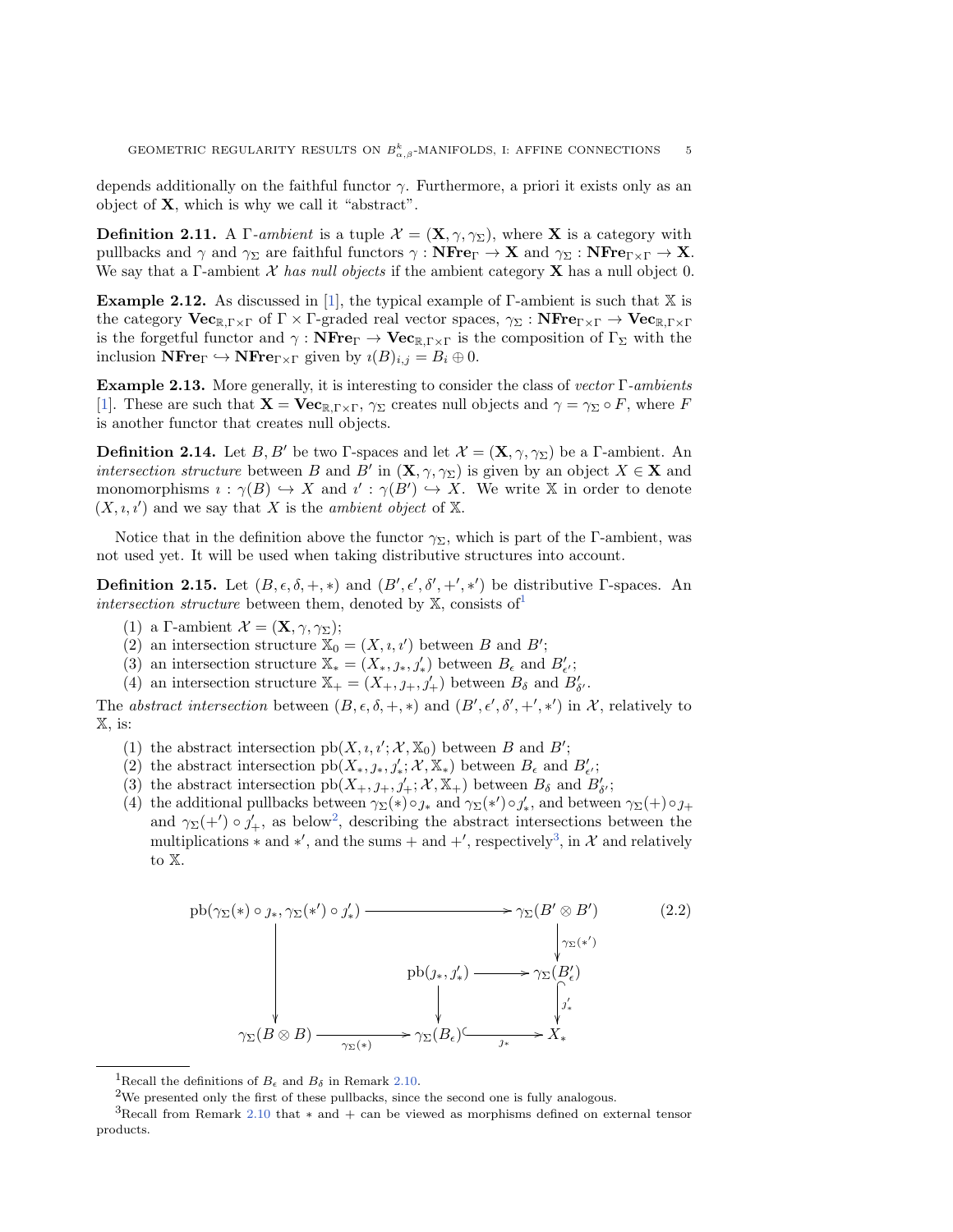depends additionally on the faithful functor $\gamma$. Furthermore, a priori it exists only as an object of $\mathbf{X}$, which is why we call it "abstract".

**Definition 2.11.** A $\Gamma$-*ambient* is a tuple $\mathcal{X} = (\mathbf{X}, \gamma, \gamma_\Sigma)$, where $\mathbf{X}$ is a category with pullbacks and $\gamma$ and $\gamma_\Sigma$ are faithful functors $\gamma : \mathbf{NFre}_\Gamma \to \mathbf{X}$ and $\gamma_\Sigma : \mathbf{NFre}_{\Gamma\times\Gamma} \to \mathbf{X}$. We say that a $\Gamma$-ambient $\mathcal{X}$ *has null objects* if the ambient category $\mathbf{X}$ has a null object 0.

**Example 2.12.** As discussed in [1], the typical example of $\Gamma$-ambient is such that $\mathbb{X}$ is the category $\mathbf{Vec}_{\mathbb{R},\Gamma\times\Gamma}$ of $\Gamma\times\Gamma$-graded real vector spaces, $\gamma_\Sigma : \mathbf{NFre}_{\Gamma\times\Gamma} \to \mathbf{Vec}_{\mathbb{R},\Gamma\times\Gamma}$ is the forgetful functor and $\gamma : \mathbf{NFre}_\Gamma \to \mathbf{Vec}_{\mathbb{R},\Gamma\times\Gamma}$ is the composition of $\Gamma_\Sigma$ with the inclusion $\mathbf{NFre}_\Gamma \hookrightarrow \mathbf{NFre}_{\Gamma\times\Gamma}$ given by $\imath(B)_{i,j} = B_i \oplus 0$.

**Example 2.13.** More generally, it is interesting to consider the class of *vector* $\Gamma$-*ambients* [1]. These are such that $\mathbf{X} = \mathbf{Vec}_{\mathbb{R},\Gamma\times\Gamma}$, $\gamma_\Sigma$ creates null objects and $\gamma = \gamma_\Sigma \circ F$, where $F$ is another functor that creates null objects.

**Definition 2.14.** Let $B, B'$ be two $\Gamma$-spaces and let $\mathcal{X} = (\mathbf{X}, \gamma, \gamma_\Sigma)$ be a $\Gamma$-ambient. An *intersection structure* between $B$ and $B'$ in $(\mathbf{X}, \gamma, \gamma_\Sigma)$ is given by an object $X \in \mathbf{X}$ and monomorphisms $\imath : \gamma(B) \hookrightarrow X$ and $\imath' : \gamma(B') \hookrightarrow X$. We write $\mathbb{X}$ in order to denote $(X, \imath, \imath')$ and we say that $X$ is the *ambient object* of $\mathbb{X}$.

Notice that in the definition above the functor $\gamma_\Sigma$, which is part of the $\Gamma$-ambient, was not used yet. It will be used when taking distributive structures into account.

**Definition 2.15.** Let $(B, \epsilon, \delta, +, *)$ and $(B', \epsilon', \delta', +', *')$ be distributive $\Gamma$-spaces. An *intersection structure* between them, denoted by $\mathbb{X}$, consists of[1]

1. a $\Gamma$-ambient $\mathcal{X} = (\mathbf{X}, \gamma, \gamma_\Sigma)$;
2. an intersection structure $\mathbb{X}_0 = (X, \imath, \imath')$ between $B$ and $B'$;
3. an intersection structure $\mathbb{X}_* = (X_*, \jmath_*, \jmath'_*)$ between $B_\epsilon$ and $B'_{\epsilon'}$;
4. an intersection structure $\mathbb{X}_+ = (X_+, \jmath_+, \jmath'_+)$ between $B_\delta$ and $B'_{\delta'}$.

The *abstract intersection* between $(B, \epsilon, \delta, +, *)$ and $(B', \epsilon', \delta', +', *')$ in $\mathcal{X}$, relatively to $\mathbb{X}$, is:

1. the abstract intersection $\mathrm{pb}(X, \imath, \imath'; \mathcal{X}, \mathbb{X}_0)$ between $B$ and $B'$;
2. the abstract intersection $\mathrm{pb}(X_*, \jmath_*, \jmath'_*; \mathcal{X}, \mathbb{X}_*)$ between $B_\epsilon$ and $B'_{\epsilon'}$;
3. the abstract intersection $\mathrm{pb}(X_+, \jmath_+, \jmath'_+; \mathcal{X}, \mathbb{X}_+)$ between $B_\delta$ and $B'_{\delta'}$;
4. the additional pullbacks between $\gamma_\Sigma(*) \circ \jmath_*$ and $\gamma_\Sigma(*') \circ \jmath'_*$, and between $\gamma_\Sigma(+) \circ \jmath_+$ and $\gamma_\Sigma(+') \circ \jmath'_+$, as below[2], describing the abstract intersections between the multiplications $*$ and $*'$, and the sums $+$ and $+'$, respectively[3], in $\mathcal{X}$ and relatively to $\mathbb{X}$.

$$\begin{array}{ccccc}
\mathrm{pb}(\gamma_\Sigma(*) \circ \jmath_*, \gamma_\Sigma(*') \circ \jmath'_*) & \longrightarrow & & & \gamma_\Sigma(B' \otimes B') \\
\downarrow & & & & \downarrow \gamma_\Sigma(*') \\
 & & \mathrm{pb}(\jmath_*, \jmath'_*) & \longrightarrow & \gamma_\Sigma(B'_\epsilon) \\
 & & \downarrow & & \downarrow \jmath'_* \\
\gamma_\Sigma(B \otimes B) & \xrightarrow{\gamma_\Sigma(*)} & \gamma_\Sigma(B_\epsilon) & \xhookrightarrow{\jmath_*} & X_*
\end{array} \tag{2.2}$$

---

[1] Recall the definitions of $B_\epsilon$ and $B_\delta$ in Remark 2.10.

[2] We presented only the first of these pullbacks, since the second one is fully analogous.

[3] Recall from Remark 2.10 that $*$ and $+$ can be viewed as morphisms defined on external tensor products.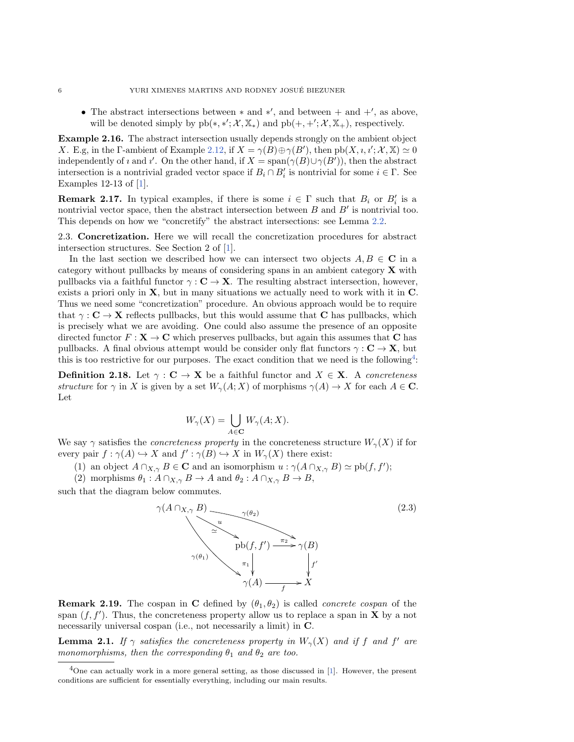- The abstract intersections between $*$ and $*'$, and between $+$ and $+'$, as above, will be denoted simply by $\mathrm{pb}(*,*';\mathcal{X},\mathbb{X}_*)$ and $\mathrm{pb}(+,+';\mathcal{X},\mathbb{X}_+)$, respectively.

**Example 2.16.** The abstract intersection usually depends strongly on the ambient object $X$. E.g, in the $\Gamma$-ambient of Example 2.12, if $X=\gamma(B)\oplus\gamma(B')$, then $\mathrm{pb}(X,\imath,\imath';\mathcal{X},\mathbb{X})\simeq 0$ independently of $\imath$ and $\imath'$. On the other hand, if $X=\mathrm{span}(\gamma(B)\cup\gamma(B'))$, then the abstract intersection is a nontrivial graded vector space if $B_i\cap B_i'$ is nontrivial for some $i\in\Gamma$. See Examples 12-13 of [1].

**Remark 2.17.** In typical examples, if there is some $i\in\Gamma$ such that $B_i$ or $B_i'$ is a nontrivial vector space, then the abstract intersection between $B$ and $B'$ is nontrivial too. This depends on how we "concretify" the abstract intersections: see Lemma 2.2.

2.3. **Concretization.** Here we will recall the concretization procedures for abstract intersection structures. See Section 2 of [1].

In the last section we described how we can intersect two objects $A,B\in\mathbf{C}$ in a category without pullbacks by means of considering spans in an ambient category $\mathbf{X}$ with pullbacks via a faithful functor $\gamma:\mathbf{C}\to\mathbf{X}$. The resulting abstract intersection, however, exists a priori only in $\mathbf{X}$, but in many situations we actually need to work with it in $\mathbf{C}$. Thus we need some "concretization" procedure. An obvious approach would be to require that $\gamma:\mathbf{C}\to\mathbf{X}$ reflects pullbacks, but this would assume that $\mathbf{C}$ has pullbacks, which is precisely what we are avoiding. One could also assume the presence of an opposite directed functor $F:\mathbf{X}\to\mathbf{C}$ which preserves pullbacks, but again this assumes that $\mathbf{C}$ has pullbacks. A final obvious attempt would be consider only flat functors $\gamma:\mathbf{C}\to\mathbf{X}$, but this is too restrictive for our purposes. The exact condition that we need is the following[4]:

**Definition 2.18.** Let $\gamma:\mathbf{C}\to\mathbf{X}$ be a faithful functor and $X\in\mathbf{X}$. A *concreteness structure* for $\gamma$ in $X$ is given by a set $W_\gamma(A;X)$ of morphisms $\gamma(A)\to X$ for each $A\in\mathbf{C}$. Let

$$W_\gamma(X)=\bigcup_{A\in\mathbf{C}}W_\gamma(A;X).$$

We say $\gamma$ satisfies the *concreteness property* in the concreteness structure $W_\gamma(X)$ if for every pair $f:\gamma(A)\hookrightarrow X$ and $f':\gamma(B)\hookrightarrow X$ in $W_\gamma(X)$ there exist:

(1) an object $A\cap_{X,\gamma}B\in\mathbf{C}$ and an isomorphism $u:\gamma(A\cap_{X,\gamma}B)\simeq\mathrm{pb}(f,f')$;

(2) morphisms $\theta_1:A\cap_{X,\gamma}B\to A$ and $\theta_2:A\cap_{X,\gamma}B\to B$,

such that the diagram below commutes.

$$\begin{array}{ccccc}
\gamma(A\cap_{X,\gamma}B) & \xrightarrow{\gamma(\theta_2)} & & & \gamma(B)\\
& \searrow^{u}_{\simeq} & & & \\
& & \mathrm{pb}(f,f') & \xrightarrow{\pi_2} & \gamma(B)\\
& \gamma(\theta_1)\searrow & \downarrow{\pi_1} & & \downarrow{f'}\\
& & \gamma(A) & \xrightarrow{f} & X
\end{array}\tag{2.3}$$

**Remark 2.19.** The cospan in $\mathbf{C}$ defined by $(\theta_1,\theta_2)$ is called *concrete cospan* of the span $(f,f')$. Thus, the concreteness property allow us to replace a span in $\mathbf{X}$ by a not necessarily universal cospan (i.e., not necessarily a limit) in $\mathbf{C}$.

**Lemma 2.1.** *If $\gamma$ satisfies the concreteness property in $W_\gamma(X)$ and if $f$ and $f'$ are monomorphisms, then the corresponding $\theta_1$ and $\theta_2$ are too.*

[4] One can actually work in a more general setting, as those discussed in [1]. However, the present conditions are sufficient for essentially everything, including our main results.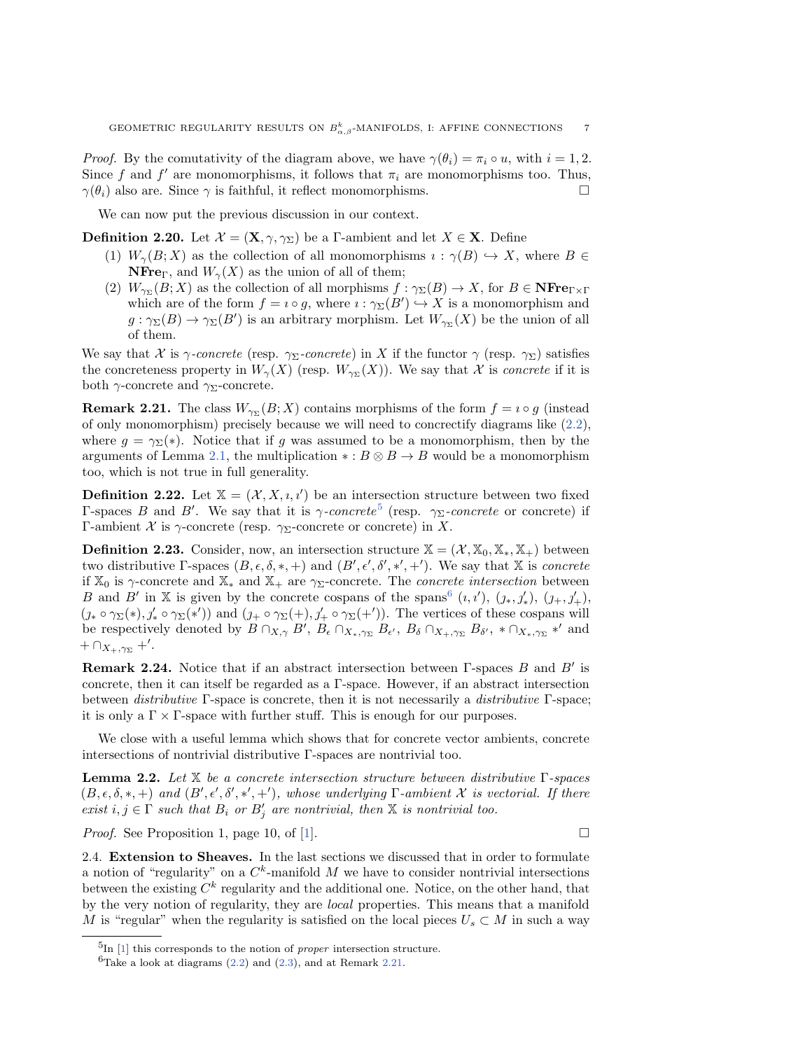*Proof.* By the comutativity of the diagram above, we have $\gamma(\theta_i) = \pi_i \circ u$, with $i = 1, 2$. Since $f$ and $f'$ are monomorphisms, it follows that $\pi_i$ are monomorphisms too. Thus, $\gamma(\theta_i)$ also are. Since $\gamma$ is faithful, it reflect monomorphisms. □

We can now put the previous discussion in our context.

**Definition 2.20.** Let $\mathcal{X} = (\mathbf{X}, \gamma, \gamma_\Sigma)$ be a $\Gamma$-ambient and let $X \in \mathbf{X}$. Define

1. $W_\gamma(B; X)$ as the collection of all monomorphisms $\imath : \gamma(B) \hookrightarrow X$, where $B \in \mathbf{NFre}_\Gamma$, and $W_\gamma(X)$ as the union of all of them;
2. $W_{\gamma_\Sigma}(B; X)$ as the collection of all morphisms $f : \gamma_\Sigma(B) \to X$, for $B \in \mathbf{NFre}_{\Gamma\times\Gamma}$ which are of the form $f = \imath \circ g$, where $\imath : \gamma_\Sigma(B') \hookrightarrow X$ is a monomorphism and $g : \gamma_\Sigma(B) \to \gamma_\Sigma(B')$ is an arbitrary morphism. Let $W_{\gamma_\Sigma}(X)$ be the union of all of them.

We say that $\mathcal{X}$ is *$\gamma$-concrete* (resp. *$\gamma_\Sigma$-concrete*) in $X$ if the functor $\gamma$ (resp. $\gamma_\Sigma$) satisfies the concreteness property in $W_\gamma(X)$ (resp. $W_{\gamma_\Sigma}(X)$). We say that $\mathcal{X}$ is *concrete* if it is both $\gamma$-concrete and $\gamma_\Sigma$-concrete.

**Remark 2.21.** The class $W_{\gamma_\Sigma}(B; X)$ contains morphisms of the form $f = \imath \circ g$ (instead of only monomorphism) precisely because we will need to concrectify diagrams like (2.2), where $g = \gamma_\Sigma(*)$. Notice that if $g$ was assumed to be a monomorphism, then by the arguments of Lemma 2.1, the multiplication $* : B \otimes B \to B$ would be a monomorphism too, which is not true in full generality.

**Definition 2.22.** Let $\mathbb{X} = (\mathcal{X}, X, \imath, \imath')$ be an intersection structure between two fixed $\Gamma$-spaces $B$ and $B'$. We say that it is *$\gamma$-concrete*[5] (resp. *$\gamma_\Sigma$-concrete* or concrete) if $\Gamma$-ambient $\mathcal{X}$ is $\gamma$-concrete (resp. $\gamma_\Sigma$-concrete or concrete) in $X$.

**Definition 2.23.** Consider, now, an intersection structure $\mathbb{X} = (\mathcal{X}, \mathbb{X}_0, \mathbb{X}_*, \mathbb{X}_+)$ between two distributive $\Gamma$-spaces $(B, \epsilon, \delta, *, +)$ and $(B', \epsilon', \delta', *', +')$. We say that $\mathbb{X}$ is *concrete* if $\mathbb{X}_0$ is $\gamma$-concrete and $\mathbb{X}_*$ and $\mathbb{X}_+$ are $\gamma_\Sigma$-concrete. The *concrete intersection* between $B$ and $B'$ in $\mathbb{X}$ is given by the concrete cospans of the spans[6] $(\imath, \imath')$, $(\jmath_*, \jmath'_*)$, $(\jmath_+, \jmath'_+)$, $(\jmath_* \circ \gamma_\Sigma(*), \jmath'_* \circ \gamma_\Sigma(*'))$ and $(\jmath_+ \circ \gamma_\Sigma(+), \jmath'_+ \circ \gamma_\Sigma(+'))$. The vertices of these cospans will be respectively denoted by $B \cap_{X,\gamma} B'$, $B_\epsilon \cap_{X_*,\gamma_\Sigma} B_{\epsilon'}$, $B_\delta \cap_{X_+,\gamma_\Sigma} B_{\delta'}$, $* \cap_{X_*,\gamma_\Sigma} *'$ and $+ \cap_{X_+,\gamma_\Sigma} +'$.

**Remark 2.24.** Notice that if an abstract intersection between $\Gamma$-spaces $B$ and $B'$ is concrete, then it can itself be regarded as a $\Gamma$-space. However, if an abstract intersection between *distributive* $\Gamma$-space is concrete, then it is not necessarily a *distributive* $\Gamma$-space; it is only a $\Gamma \times \Gamma$-space with further stuff. This is enough for our purposes.

We close with a useful lemma which shows that for concrete vector ambients, concrete intersections of nontrivial distributive $\Gamma$-spaces are nontrivial too.

**Lemma 2.2.** *Let $\mathbb{X}$ be a concrete intersection structure between distributive $\Gamma$-spaces $(B, \epsilon, \delta, *, +)$ and $(B', \epsilon', \delta', *', +')$, whose underlying $\Gamma$-ambient $\mathcal{X}$ is vectorial. If there exist $i, j \in \Gamma$ such that $B_i$ or $B'_j$ are nontrivial, then $\mathbb{X}$ is nontrivial too.*

*Proof.* See Proposition 1, page 10, of [1]. □

2.4. **Extension to Sheaves.** In the last sections we discussed that in order to formulate a notion of "regularity" on a $C^k$-manifold $M$ we have to consider nontrivial intersections between the existing $C^k$ regularity and the additional one. Notice, on the other hand, that by the very notion of regularity, they are *local* properties. This means that a manifold $M$ is "regular" when the regularity is satisfied on the local pieces $U_s \subset M$ in such a way

---

[5] In [1] this corresponds to the notion of *proper* intersection structure.

[6] Take a look at diagrams (2.2) and (2.3), and at Remark 2.21.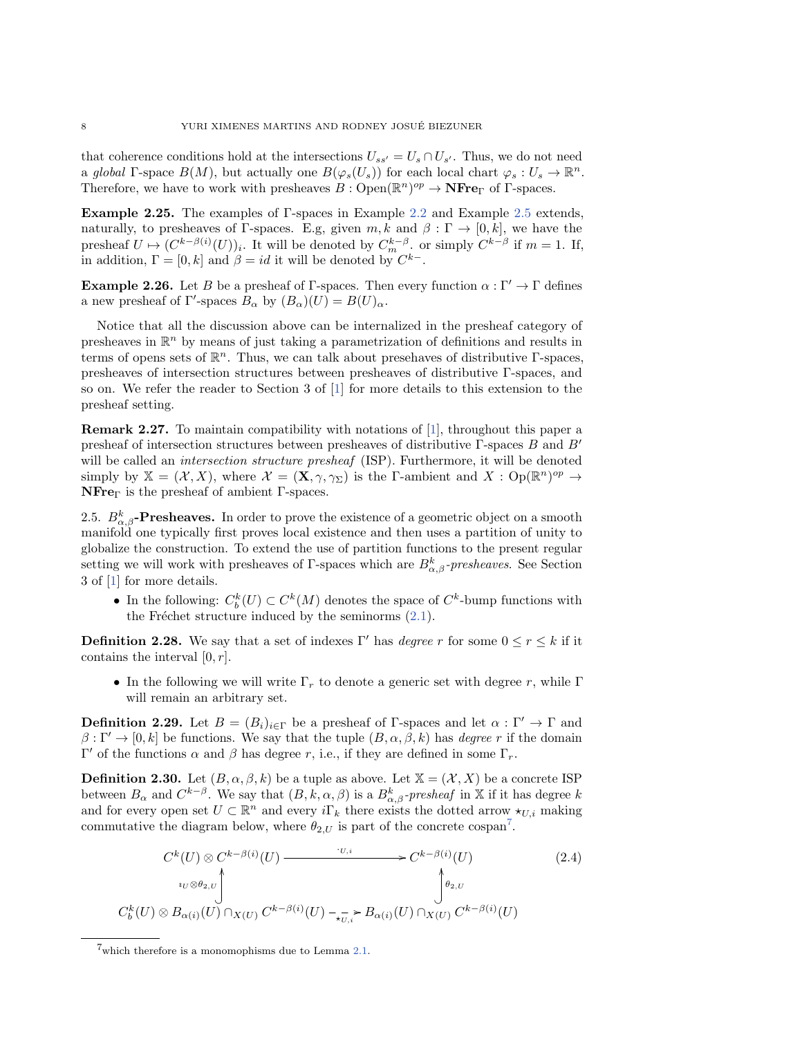that coherence conditions hold at the intersections $U_{ss'} = U_s \cap U_{s'}$. Thus, we do not need a *global* Γ-space $B(M)$, but actually one $B(\varphi_s(U_s))$ for each local chart $\varphi_s : U_s \to \mathbb{R}^n$. Therefore, we have to work with presheaves $B : \mathrm{Open}(\mathbb{R}^n)^{op} \to \mathbf{NFre}_\Gamma$ of Γ-spaces.

**Example 2.25.** The examples of Γ-spaces in Example 2.2 and Example 2.5 extends, naturally, to presheaves of Γ-spaces. E.g, given $m, k$ and $\beta : \Gamma \to [0, k]$, we have the presheaf $U \mapsto (C^{k-\beta(i)}(U))_i$. It will be denoted by $C^{k-\beta}_m$. or simply $C^{k-\beta}$ if $m = 1$. If, in addition, $\Gamma = [0, k]$ and $\beta = id$ it will be denoted by $C^{k-}$.

**Example 2.26.** Let $B$ be a presheaf of Γ-spaces. Then every function $\alpha : \Gamma' \to \Gamma$ defines a new presheaf of Γ′-spaces $B_\alpha$ by $(B_\alpha)(U) = B(U)_\alpha$.

Notice that all the discussion above can be internalized in the presheaf category of presheaves in $\mathbb{R}^n$ by means of just taking a parametrization of definitions and results in terms of opens sets of $\mathbb{R}^n$. Thus, we can talk about presehaves of distributive Γ-spaces, presheaves of intersection structures between presheaves of distributive Γ-spaces, and so on. We refer the reader to Section 3 of [1] for more details to this extension to the presheaf setting.

**Remark 2.27.** To maintain compatibility with notations of [1], throughout this paper a presheaf of intersection structures between presheaves of distributive Γ-spaces $B$ and $B'$ will be called an *intersection structure presheaf* (ISP). Furthermore, it will be denoted simply by $\mathbb{X} = (\mathcal{X}, X)$, where $\mathcal{X} = (\mathbf{X}, \gamma, \gamma_\Sigma)$ is the Γ-ambient and $X : \mathrm{Op}(\mathbb{R}^n)^{op} \to \mathbf{NFre}_\Gamma$ is the presheaf of ambient Γ-spaces.

2.5. **$B^k_{\alpha,\beta}$-Presheaves.** In order to prove the existence of a geometric object on a smooth manifold one typically first proves local existence and then uses a partition of unity to globalize the construction. To extend the use of partition functions to the present regular setting we will work with presheaves of Γ-spaces which are $B^k_{\alpha,\beta}$*-presheaves*. See Section 3 of [1] for more details.

- In the following: $C^k_b(U) \subset C^k(M)$ denotes the space of $C^k$-bump functions with the Fréchet structure induced by the seminorms (2.1).

**Definition 2.28.** We say that a set of indexes Γ′ has *degree* $r$ for some $0 \leq r \leq k$ if it contains the interval $[0, r]$.

- In the following we will write $\Gamma_r$ to denote a generic set with degree $r$, while Γ will remain an arbitrary set.

**Definition 2.29.** Let $B = (B_i)_{i \in \Gamma}$ be a presheaf of Γ-spaces and let $\alpha : \Gamma' \to \Gamma$ and $\beta : \Gamma' \to [0, k]$ be functions. We say that the tuple $(B, \alpha, \beta, k)$ has *degree* $r$ if the domain Γ′ of the functions $\alpha$ and $\beta$ has degree $r$, i.e., if they are defined in some $\Gamma_r$.

**Definition 2.30.** Let $(B, \alpha, \beta, k)$ be a tuple as above. Let $\mathbb{X} = (\mathcal{X}, X)$ be a concrete ISP between $B_\alpha$ and $C^{k-\beta}$. We say that $(B, k, \alpha, \beta)$ is a $B^k_{\alpha,\beta}$*-presheaf* in $\mathbb{X}$ if it has degree $k$ and for every open set $U \subset \mathbb{R}^n$ and every $i\Gamma_k$ there exists the dotted arrow $\star_{U,i}$ making commutative the diagram below, where $\theta_{2,U}$ is part of the concrete cospan[7].

$$
\begin{array}{ccc}
C^k(U) \otimes C^{k-\beta(i)}(U) & \xrightarrow{\quad \cdot_{U,i} \quad} & C^{k-\beta(i)}(U) \\
\uparrow {\scriptstyle \imath_U \otimes \theta_{2,U}} & & \uparrow {\scriptstyle \theta_{2,U}} \\
C^k_b(U) \otimes B_{\alpha(i)}(U) \cap_{X(U)} C^{k-\beta(i)}(U) & \xrightarrow[\star_{U,i}]{} & B_{\alpha(i)}(U) \cap_{X(U)} C^{k-\beta(i)}(U)
\end{array}
\tag{2.4}
$$

[7] which therefore is a monomophisms due to Lemma 2.1.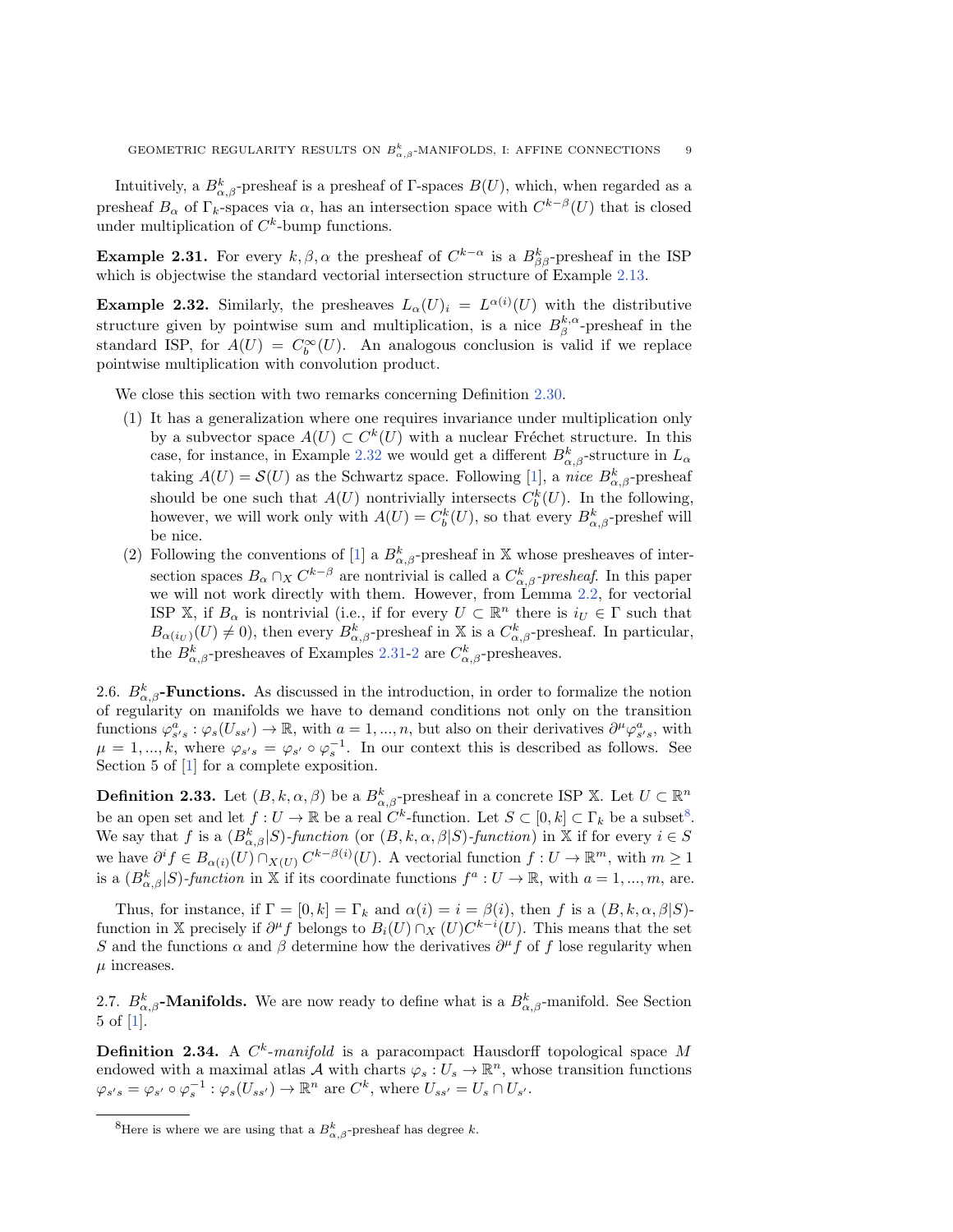Intuitively, a $B^k_{\alpha,\beta}$-presheaf is a presheaf of $\Gamma$-spaces $B(U)$, which, when regarded as a presheaf $B_\alpha$ of $\Gamma_k$-spaces via $\alpha$, has an intersection space with $C^{k-\beta}(U)$ that is closed under multiplication of $C^k$-bump functions.

**Example 2.31.** For every $k, \beta, \alpha$ the presheaf of $C^{k-\alpha}$ is a $B^k_{\beta\beta}$-presheaf in the ISP which is objectwise the standard vectorial intersection structure of Example 2.13.

**Example 2.32.** Similarly, the presheaves $L_\alpha(U)_i = L^{\alpha(i)}(U)$ with the distributive structure given by pointwise sum and multiplication, is a nice $B^{k,\alpha}_\beta$-presheaf in the standard ISP, for $A(U) = C^\infty_b(U)$. An analogous conclusion is valid if we replace pointwise multiplication with convolution product.

We close this section with two remarks concerning Definition 2.30.

1. It has a generalization where one requires invariance under multiplication only by a subvector space $A(U) \subset C^k(U)$ with a nuclear Fréchet structure. In this case, for instance, in Example 2.32 we would get a different $B^k_{\alpha,\beta}$-structure in $L_\alpha$ taking $A(U) = \mathcal{S}(U)$ as the Schwartz space. Following [1], a *nice* $B^k_{\alpha,\beta}$-presheaf should be one such that $A(U)$ nontrivially intersects $C^k_b(U)$. In the following, however, we will work only with $A(U) = C^k_b(U)$, so that every $B^k_{\alpha,\beta}$-preshef will be nice.
2. Following the conventions of [1] a $B^k_{\alpha,\beta}$-presheaf in $\mathbb{X}$ whose presheaves of intersection spaces $B_\alpha \cap_X C^{k-\beta}$ are nontrivial is called a $C^k_{\alpha,\beta}$*-presheaf*. In this paper we will not work directly with them. However, from Lemma 2.2, for vectorial ISP $\mathbb{X}$, if $B_\alpha$ is nontrivial (i.e., if for every $U \subset \mathbb{R}^n$ there is $i_U \in \Gamma$ such that $B_{\alpha(i_U)}(U) \neq 0$), then every $B^k_{\alpha,\beta}$-presheaf in $\mathbb{X}$ is a $C^k_{\alpha,\beta}$-presheaf. In particular, the $B^k_{\alpha,\beta}$-presheaves of Examples 2.31-2 are $C^k_{\alpha,\beta}$-presheaves.

**2.6. $B^k_{\alpha,\beta}$-Functions.** As discussed in the introduction, in order to formalize the notion of regularity on manifolds we have to demand conditions not only on the transition functions $\varphi^a_{s's} : \varphi_s(U_{ss'}) \to \mathbb{R}$, with $a = 1, ..., n$, but also on their derivatives $\partial^\mu \varphi^a_{s's}$, with $\mu = 1, ..., k$, where $\varphi_{s's} = \varphi_{s'} \circ \varphi_s^{-1}$. In our context this is described as follows. See Section 5 of [1] for a complete exposition.

**Definition 2.33.** Let $(B, k, \alpha, \beta)$ be a $B^k_{\alpha,\beta}$-presheaf in a concrete ISP $\mathbb{X}$. Let $U \subset \mathbb{R}^n$ be an open set and let $f : U \to \mathbb{R}$ be a real $C^k$-function. Let $S \subset [0, k] \subset \Gamma_k$ be a subset[8]. We say that $f$ is a $(B^k_{\alpha,\beta}|S)$*-function* (or $(B, k, \alpha, \beta|S)$*-function*) in $\mathbb{X}$ if for every $i \in S$ we have $\partial^i f \in B_{\alpha(i)}(U) \cap_{X(U)} C^{k-\beta(i)}(U)$. A vectorial function $f : U \to \mathbb{R}^m$, with $m \geq 1$ is a $(B^k_{\alpha,\beta}|S)$*-function* in $\mathbb{X}$ if its coordinate functions $f^a : U \to \mathbb{R}$, with $a = 1, ..., m$, are.

Thus, for instance, if $\Gamma = [0, k] = \Gamma_k$ and $\alpha(i) = i = \beta(i)$, then $f$ is a $(B, k, \alpha, \beta|S)$-function in $\mathbb{X}$ precisely if $\partial^\mu f$ belongs to $B_i(U) \cap_X (U) C^{k-i}(U)$. This means that the set $S$ and the functions $\alpha$ and $\beta$ determine how the derivatives $\partial^\mu f$ of $f$ lose regularity when $\mu$ increases.

**2.7. $B^k_{\alpha,\beta}$-Manifolds.** We are now ready to define what is a $B^k_{\alpha,\beta}$-manifold. See Section 5 of [1].

**Definition 2.34.** A $C^k$*-manifold* is a paracompact Hausdorff topological space $M$ endowed with a maximal atlas $\mathcal{A}$ with charts $\varphi_s : U_s \to \mathbb{R}^n$, whose transition functions $\varphi_{s's} = \varphi_{s'} \circ \varphi_s^{-1} : \varphi_s(U_{ss'}) \to \mathbb{R}^n$ are $C^k$, where $U_{ss'} = U_s \cap U_{s'}$.

[8] Here is where we are using that a $B^k_{\alpha,\beta}$-presheaf has degree $k$.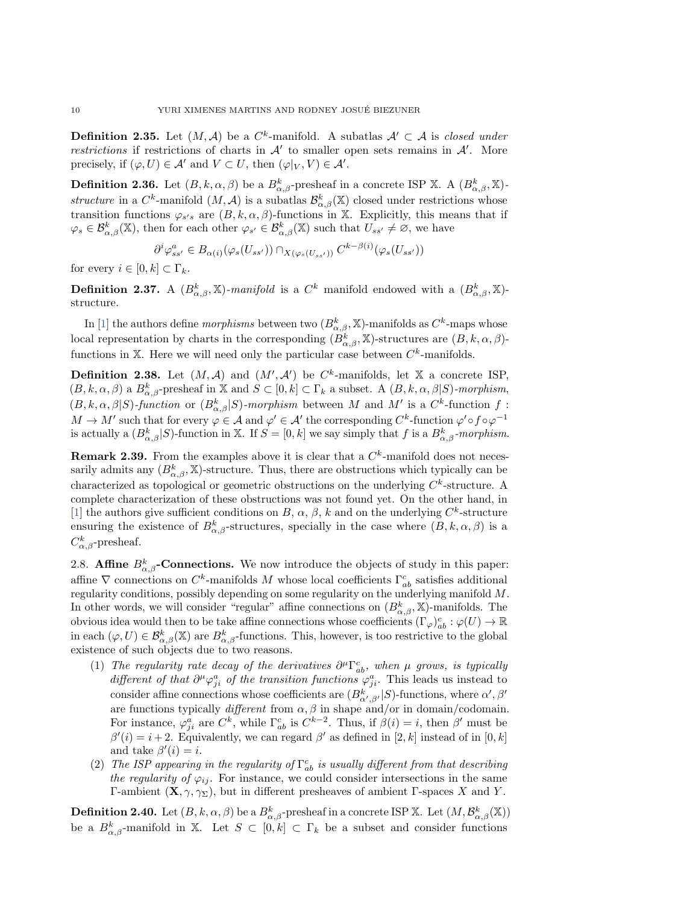**Definition 2.35.** Let $(M,\mathcal{A})$ be a $C^k$-manifold. A subatlas $\mathcal{A}' \subset \mathcal{A}$ is *closed under restrictions* if restrictions of charts in $\mathcal{A}'$ to smaller open sets remains in $\mathcal{A}'$. More precisely, if $(\varphi, U) \in \mathcal{A}'$ and $V \subset U$, then $(\varphi|_V, V) \in \mathcal{A}'$.

**Definition 2.36.** Let $(B,k,\alpha,\beta)$ be a $B^k_{\alpha,\beta}$-presheaf in a concrete ISP $\mathbb{X}$. A $(B^k_{\alpha,\beta},\mathbb{X})$-*structure* in a $C^k$-manifold $(M,\mathcal{A})$ is a subatlas $\mathcal{B}^k_{\alpha,\beta}(\mathbb{X})$ closed under restrictions whose transition functions $\varphi_{s's}$ are $(B,k,\alpha,\beta)$-functions in $\mathbb{X}$. Explicitly, this means that if $\varphi_s \in \mathcal{B}^k_{\alpha,\beta}(\mathbb{X})$, then for each other $\varphi_{s'} \in \mathcal{B}^k_{\alpha,\beta}(\mathbb{X})$ such that $U_{ss'} \neq \varnothing$, we have

$$\partial^i \varphi^a_{ss'} \in B_{\alpha(i)}(\varphi_s(U_{ss'})) \cap_{X(\varphi_s(U_{ss'}))} C^{k-\beta(i)}(\varphi_s(U_{ss'}))$$

for every $i \in [0,k] \subset \Gamma_k$.

**Definition 2.37.** A $(B^k_{\alpha,\beta},\mathbb{X})$-*manifold* is a $C^k$ manifold endowed with a $(B^k_{\alpha,\beta},\mathbb{X})$-structure.

In [1] the authors define *morphisms* between two $(B^k_{\alpha,\beta},\mathbb{X})$-manifolds as $C^k$-maps whose local representation by charts in the corresponding $(B^k_{\alpha,\beta},\mathbb{X})$-structures are $(B,k,\alpha,\beta)$-functions in $\mathbb{X}$. Here we will need only the particular case between $C^k$-manifolds.

**Definition 2.38.** Let $(M,\mathcal{A})$ and $(M',\mathcal{A}')$ be $C^k$-manifolds, let $\mathbb{X}$ a concrete ISP, $(B,k,\alpha,\beta)$ a $B^k_{\alpha,\beta}$-presheaf in $\mathbb{X}$ and $S \subset [0,k] \subset \Gamma_k$ a subset. A $(B,k,\alpha,\beta|S)$-*morphism*, $(B,k,\alpha,\beta|S)$-*function* or $(B^k_{\alpha,\beta}|S)$-*morphism* between $M$ and $M'$ is a $C^k$-function $f : M \to M'$ such that for every $\varphi \in \mathcal{A}$ and $\varphi' \in \mathcal{A}'$ the corresponding $C^k$-function $\varphi' \circ f \circ \varphi^{-1}$ is actually a $(B^k_{\alpha,\beta}|S)$-function in $\mathbb{X}$. If $S = [0,k]$ we say simply that $f$ is a $B^k_{\alpha,\beta}$-*morphism*.

**Remark 2.39.** From the examples above it is clear that a $C^k$-manifold does not necessarily admits any $(B^k_{\alpha,\beta},\mathbb{X})$-structure. Thus, there are obstructions which typically can be characterized as topological or geometric obstructions on the underlying $C^k$-structure. A complete characterization of these obstructions was not found yet. On the other hand, in [1] the authors give sufficient conditions on $B$, $\alpha$, $\beta$, $k$ and on the underlying $C^k$-structure ensuring the existence of $B^k_{\alpha,\beta}$-structures, specially in the case where $(B,k,\alpha,\beta)$ is a $C^k_{\alpha,\beta}$-presheaf.

## 2.8. Affine $B^k_{\alpha,\beta}$-Connections.

We now introduce the objects of study in this paper: affine $\nabla$ connections on $C^k$-manifolds $M$ whose local coefficients $\Gamma^c_{ab}$ satisfies additional regularity conditions, possibly depending on some regularity on the underlying manifold $M$. In other words, we will consider "regular" affine connections on $(B^k_{\alpha,\beta},\mathbb{X})$-manifolds. The obvious idea would then to be take affine connections whose coefficients $(\Gamma_\varphi)^c_{ab} : \varphi(U) \to \mathbb{R}$ in each $(\varphi,U) \in \mathcal{B}^k_{\alpha,\beta}(\mathbb{X})$ are $B^k_{\alpha,\beta}$-functions. This, however, is too restrictive to the global existence of such objects due to two reasons.

1. *The regularity rate decay of the derivatives $\partial^\mu \Gamma^c_{ab}$, when $\mu$ grows, is typically different of that $\partial^\mu \varphi^a_{ji}$ of the transition functions $\varphi^a_{ji}$.* This leads us instead to consider affine connections whose coefficients are $(B^k_{\alpha',\beta'}|S)$-functions, where $\alpha',\beta'$ are functions typically *different* from $\alpha,\beta$ in shape and/or in domain/codomain. For instance, $\varphi^a_{ji}$ are $C^k$, while $\Gamma^c_{ab}$ is $C^{k-2}$. Thus, if $\beta(i) = i$, then $\beta'$ must be $\beta'(i) = i+2$. Equivalently, we can regard $\beta'$ as defined in $[2,k]$ instead of in $[0,k]$ and take $\beta'(i) = i$.
2. *The ISP appearing in the regularity of $\Gamma^c_{ab}$ is usually different from that describing the regularity of $\varphi_{ij}$.* For instance, we could consider intersections in the same $\Gamma$-ambient $(\mathbf{X},\gamma,\gamma_\Sigma)$, but in different presheaves of ambient $\Gamma$-spaces $X$ and $Y$.

**Definition 2.40.** Let $(B,k,\alpha,\beta)$ be a $B^k_{\alpha,\beta}$-presheaf in a concrete ISP $\mathbb{X}$. Let $(M,\mathcal{B}^k_{\alpha,\beta}(\mathbb{X}))$ be a $B^k_{\alpha,\beta}$-manifold in $\mathbb{X}$. Let $S \subset [0,k] \subset \Gamma_k$ be a subset and consider functions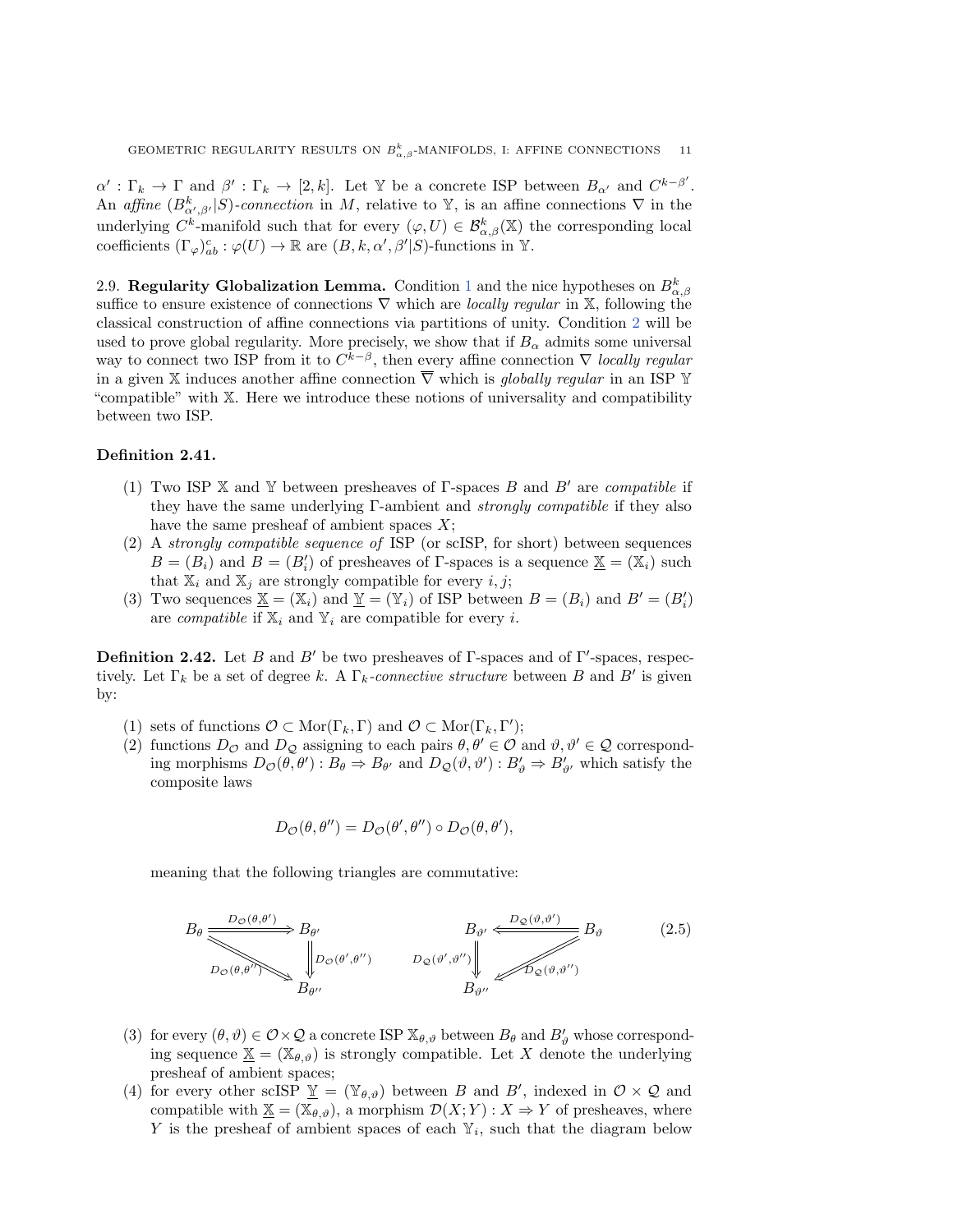$\alpha' : \Gamma_k \to \Gamma$ and $\beta' : \Gamma_k \to [2,k]$. Let $\mathbb{Y}$ be a concrete ISP between $B_{\alpha'}$ and $C^{k-\beta'}$. An *affine* $(B^k_{\alpha',\beta'}|S)$*-connection* in $M$, relative to $\mathbb{Y}$, is an affine connections $\nabla$ in the underlying $C^k$-manifold such that for every $(\varphi, U) \in \mathcal{B}^k_{\alpha,\beta}(\mathbb{X})$ the corresponding local coefficients $(\Gamma_\varphi)^c_{ab} : \varphi(U) \to \mathbb{R}$ are $(B, k, \alpha', \beta'|S)$-functions in $\mathbb{Y}$.

2.9. **Regularity Globalization Lemma.** Condition 1 and the nice hypotheses on $B^k_{\alpha,\beta}$ suffice to ensure existence of connections $\nabla$ which are *locally regular* in $\mathbb{X}$, following the classical construction of affine connections via partitions of unity. Condition 2 will be used to prove global regularity. More precisely, we show that if $B_\alpha$ admits some universal way to connect two ISP from it to $C^{k-\beta}$, then every affine connection $\nabla$ *locally regular* in a given $\mathbb{X}$ induces another affine connection $\overline{\nabla}$ which is *globally regular* in an ISP $\mathbb{Y}$ "compatible" with $\mathbb{X}$. Here we introduce these notions of universality and compatibility between two ISP.

**Definition 2.41.**

1. Two ISP $\mathbb{X}$ and $\mathbb{Y}$ between presheaves of $\Gamma$-spaces $B$ and $B'$ are *compatible* if they have the same underlying $\Gamma$-ambient and *strongly compatible* if they also have the same presheaf of ambient spaces $X$;
2. A *strongly compatible sequence of* ISP (or scISP, for short) between sequences $B = (B_i)$ and $B = (B'_i)$ of presheaves of $\Gamma$-spaces is a sequence $\underline{\mathbb{X}} = (\mathbb{X}_i)$ such that $\mathbb{X}_i$ and $\mathbb{X}_j$ are strongly compatible for every $i, j$;
3. Two sequences $\underline{\mathbb{X}} = (\mathbb{X}_i)$ and $\underline{\mathbb{Y}} = (\mathbb{Y}_i)$ of ISP between $B = (B_i)$ and $B' = (B'_i)$ are *compatible* if $\mathbb{X}_i$ and $\mathbb{Y}_i$ are compatible for every $i$.

**Definition 2.42.** Let $B$ and $B'$ be two presheaves of $\Gamma$-spaces and of $\Gamma'$-spaces, respectively. Let $\Gamma_k$ be a set of degree $k$. A $\Gamma_k$*-connective structure* between $B$ and $B'$ is given by:

1. sets of functions $\mathcal{O} \subset \mathrm{Mor}(\Gamma_k, \Gamma)$ and $\mathcal{O} \subset \mathrm{Mor}(\Gamma_k, \Gamma')$;
2. functions $D_{\mathcal{O}}$ and $D_{\mathcal{Q}}$ assigning to each pairs $\theta, \theta' \in \mathcal{O}$ and $\vartheta, \vartheta' \in \mathcal{Q}$ corresponding morphisms $D_{\mathcal{O}}(\theta, \theta') : B_\theta \Rightarrow B_{\theta'}$ and $D_{\mathcal{Q}}(\vartheta, \vartheta') : B'_\vartheta \Rightarrow B'_{\vartheta'}$ which satisfy the composite laws
$$D_{\mathcal{O}}(\theta, \theta'') = D_{\mathcal{O}}(\theta', \theta'') \circ D_{\mathcal{O}}(\theta, \theta'),$$
meaning that the following triangles are commutative:
$$\begin{array}{ccc} B_\theta & \xRightarrow{D_{\mathcal{O}}(\theta,\theta')} & B_{\theta'} \\ & \searrow_{D_{\mathcal{O}}(\theta,\theta'')} & \Downarrow D_{\mathcal{O}}(\theta',\theta'') \\ & & B_{\theta''} \end{array} \qquad \begin{array}{ccc} B_{\vartheta'} & \xLeftarrow{D_{\mathcal{Q}}(\vartheta,\vartheta')} & B_\vartheta \\ D_{\mathcal{Q}}(\vartheta',\vartheta'') \Downarrow & \swarrow_{D_{\mathcal{Q}}(\vartheta,\vartheta'')} & \\ B_{\vartheta''} & & \end{array} \tag{2.5}$$
3. for every $(\theta, \vartheta) \in \mathcal{O} \times \mathcal{Q}$ a concrete ISP $\mathbb{X}_{\theta,\vartheta}$ between $B_\theta$ and $B'_\vartheta$ whose corresponding sequence $\underline{\mathbb{X}} = (\mathbb{X}_{\theta,\vartheta})$ is strongly compatible. Let $X$ denote the underlying presheaf of ambient spaces;
4. for every other scISP $\underline{\mathbb{Y}} = (\mathbb{Y}_{\theta,\vartheta})$ between $B$ and $B'$, indexed in $\mathcal{O} \times \mathcal{Q}$ and compatible with $\underline{\mathbb{X}} = (\mathbb{X}_{\theta,\vartheta})$, a morphism $\mathcal{D}(X; Y) : X \Rightarrow Y$ of presheaves, where $Y$ is the presheaf of ambient spaces of each $\mathbb{Y}_i$, such that the diagram below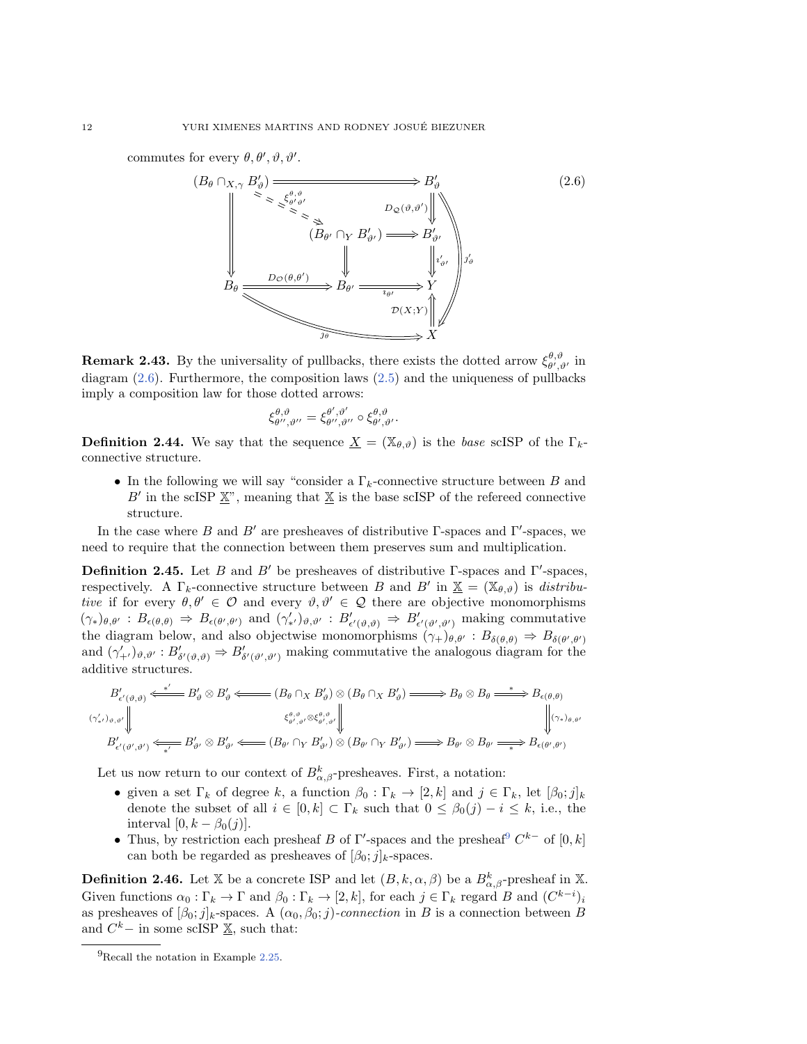commutes for every $\theta, \theta', \vartheta, \vartheta'$.

$$
\begin{array}{ccccc}
(B_\theta \cap_{X,\gamma} B'_\vartheta) & \Longrightarrow & & & B'_\vartheta \\
\Downarrow & \overset{\xi^{\theta,\vartheta}_{\theta',\vartheta'}}{\searrow} & & & \Downarrow D_{\mathcal{Q}}(\vartheta,\vartheta') \\
 & & (B_{\theta'} \cap_Y B'_{\vartheta'}) & \Longrightarrow & B'_{\vartheta'} \\
 & & \Downarrow & & \Downarrow \imath'_{\vartheta'} \\
B_\theta & \xRightarrow{D_{\mathcal{O}}(\theta,\theta')} & B_{\theta'} & \xRightarrow{\imath_{\theta'}} & Y \\
 & & & & \Uparrow \mathcal{D}(X;Y) \\
 & & \xRightarrow{\jmath_\theta} & & X
\end{array}
\tag{2.6}
$$

(with $\jmath'_\vartheta : B'_\vartheta \Rightarrow X$)

**Remark 2.43.** By the universality of pullbacks, there exists the dotted arrow $\xi^{\theta,\vartheta}_{\theta',\vartheta'}$ in diagram (2.6). Furthermore, the composition laws (2.5) and the uniqueness of pullbacks imply a composition law for those dotted arrows:

$$\xi^{\theta,\vartheta}_{\theta'',\vartheta''} = \xi^{\theta',\vartheta'}_{\theta'',\vartheta''} \circ \xi^{\theta,\vartheta}_{\theta',\vartheta'}.$$

**Definition 2.44.** We say that the sequence $\underline{X} = (\mathbb{X}_{\theta,\vartheta})$ is the *base* scISP of the $\Gamma_k$-connective structure.

- In the following we will say "consider a $\Gamma_k$-connective structure between $B$ and $B'$ in the scISP $\underline{\mathbb{X}}$", meaning that $\underline{\mathbb{X}}$ is the base scISP of the refereed connective structure.

In the case where $B$ and $B'$ are presheaves of distributive $\Gamma$-spaces and $\Gamma'$-spaces, we need to require that the connection between them preserves sum and multiplication.

**Definition 2.45.** Let $B$ and $B'$ be presheaves of distributive $\Gamma$-spaces and $\Gamma'$-spaces, respectively. A $\Gamma_k$-connective structure between $B$ and $B'$ in $\underline{\mathbb{X}} = (\mathbb{X}_{\theta,\vartheta})$ is *distributive* if for every $\theta, \theta' \in \mathcal{O}$ and every $\vartheta, \vartheta' \in \mathcal{Q}$ there are objective monomorphisms $(\gamma_*)_{\theta,\theta'} : B_{\epsilon(\theta,\theta)} \Rightarrow B_{\epsilon(\theta',\theta')}$ and $(\gamma'_{*'})_{\vartheta,\vartheta'} : B'_{\epsilon'(\vartheta,\vartheta)} \Rightarrow B'_{\epsilon'(\vartheta',\vartheta')}$ making commutative the diagram below, and also objectwise monomorphisms $(\gamma_+)_{\theta,\theta'} : B_{\delta(\theta,\theta)} \Rightarrow B_{\delta(\theta',\theta')}$ and $(\gamma'_{+'})_{\vartheta,\vartheta'} : B'_{\delta'(\vartheta,\vartheta)} \Rightarrow B'_{\delta'(\vartheta',\vartheta')}$ making commutative the analogous diagram for the additive structures.

$$
\begin{array}{ccccccccc}
B'_{\epsilon'(\vartheta,\vartheta)} & \xLeftarrow{*'} & B'_\vartheta \otimes B'_\vartheta & \Longleftarrow & (B_\theta \cap_X B'_\vartheta) \otimes (B_\theta \cap_X B'_\vartheta) & \Longrightarrow & B_\theta \otimes B_\theta & \xRightarrow{*} & B_{\epsilon(\theta,\theta)} \\
\Downarrow (\gamma'_{*'})_{\vartheta,\vartheta'} & & & & \Downarrow \xi^{\theta,\vartheta}_{\theta',\vartheta'} \otimes \xi^{\theta,\vartheta}_{\theta',\vartheta'} & & & & \Downarrow (\gamma_*)_{\theta,\theta'} \\
B'_{\epsilon'(\vartheta',\vartheta')} & \xLeftarrow[*']{} & B'_{\vartheta'} \otimes B'_{\vartheta'} & \Longleftarrow & (B_{\theta'} \cap_Y B'_{\vartheta'}) \otimes (B_{\theta'} \cap_Y B'_{\vartheta'}) & \Longrightarrow & B_{\theta'} \otimes B_{\theta'} & \xRightarrow[*]{} & B_{\epsilon(\theta',\theta')}
\end{array}
$$

Let us now return to our context of $B^k_{\alpha,\beta}$-presheaves. First, a notation:

- given a set $\Gamma_k$ of degree $k$, a function $\beta_0 : \Gamma_k \to [2,k]$ and $j \in \Gamma_k$, let $[\beta_0; j]_k$ denote the subset of all $i \in [0,k] \subset \Gamma_k$ such that $0 \leq \beta_0(j) - i \leq k$, i.e., the interval $[0, k - \beta_0(j)]$.
- Thus, by restriction each presheaf $B$ of $\Gamma'$-spaces and the presheaf[9] $C^{k-}$ of $[0,k]$ can both be regarded as presheaves of $[\beta_0; j]_k$-spaces.

**Definition 2.46.** Let $\mathbb{X}$ be a concrete ISP and let $(B, k, \alpha, \beta)$ be a $B^k_{\alpha,\beta}$-presheaf in $\mathbb{X}$. Given functions $\alpha_0 : \Gamma_k \to \Gamma$ and $\beta_0 : \Gamma_k \to [2,k]$, for each $j \in \Gamma_k$ regard $B$ and $(C^{k-i})_i$ as presheaves of $[\beta_0; j]_k$-spaces. A $(\alpha_0, \beta_0; j)$-*connection* in $B$ is a connection between $B$ and $C^k-$ in some scISP $\underline{\mathbb{X}}$, such that:

[9] Recall the notation in Example 2.25.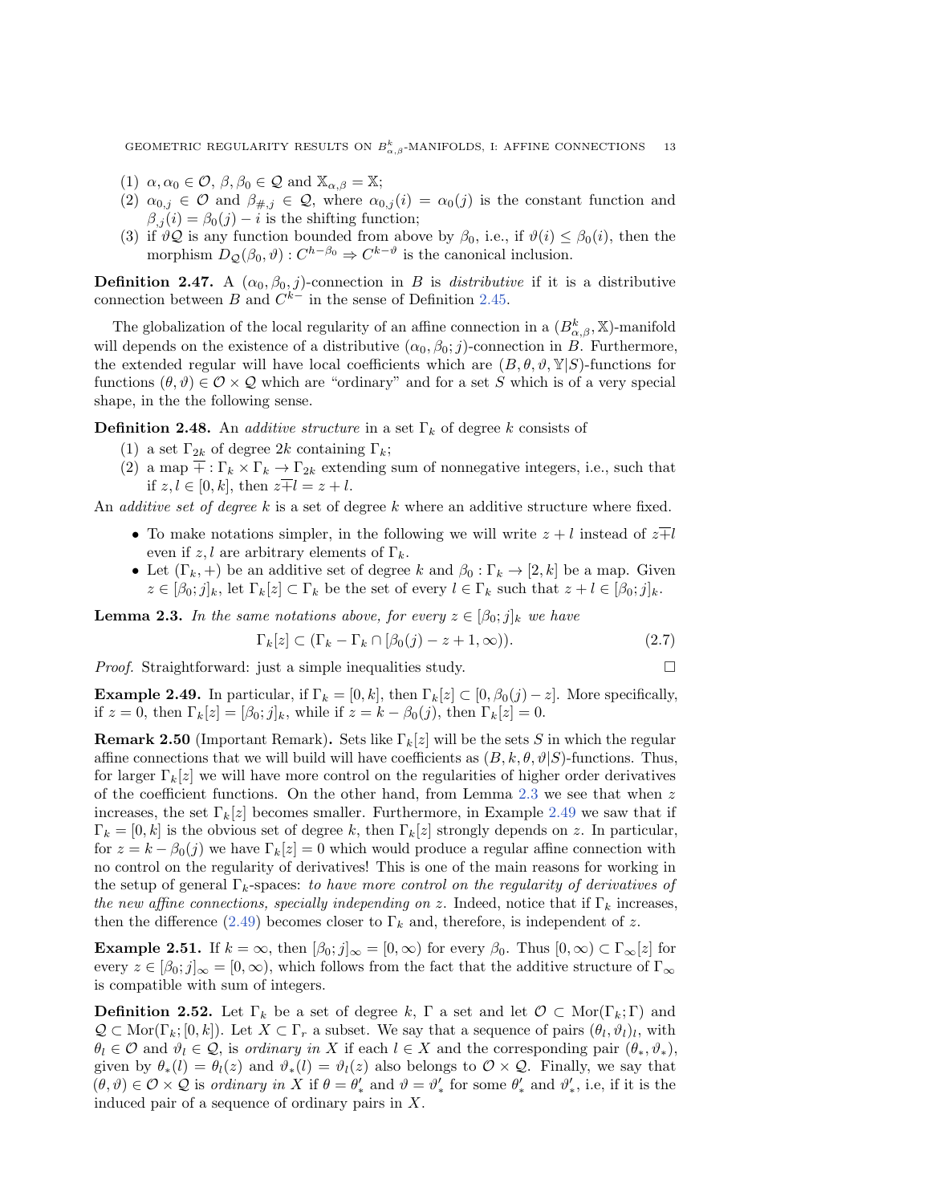(1) $\alpha, \alpha_0 \in \mathcal{O}$, $\beta, \beta_0 \in \mathcal{Q}$ and $\mathbb{X}_{\alpha,\beta} = \mathbb{X}$;
(2) $\alpha_{0,j} \in \mathcal{O}$ and $\beta_{\#,j} \in \mathcal{Q}$, where $\alpha_{0,j}(i) = \alpha_0(j)$ is the constant function and $\beta_{,j}(i) = \beta_0(j) - i$ is the shifting function;
(3) if $\vartheta\mathcal{Q}$ is any function bounded from above by $\beta_0$, i.e., if $\vartheta(i) \leq \beta_0(i)$, then the morphism $D_{\mathcal{Q}}(\beta_0, \vartheta) : C^{h-\beta_0} \Rightarrow C^{k-\vartheta}$ is the canonical inclusion.

**Definition 2.47.** A $(\alpha_0, \beta_0, j)$-connection in $B$ is *distributive* if it is a distributive connection between $B$ and $C^{k-}$ in the sense of Definition 2.45.

The globalization of the local regularity of an affine connection in a $(B^k_{\alpha,\beta}, \mathbb{X})$-manifold will depends on the existence of a distributive $(\alpha_0, \beta_0; j)$-connection in $B$. Furthermore, the extended regular will have local coefficients which are $(B, \theta, \vartheta, \mathbb{Y}|S)$-functions for functions $(\theta, \vartheta) \in \mathcal{O} \times \mathcal{Q}$ which are "ordinary" and for a set $S$ which is of a very special shape, in the the following sense.

**Definition 2.48.** An *additive structure* in a set $\Gamma_k$ of degree $k$ consists of
(1) a set $\Gamma_{2k}$ of degree $2k$ containing $\Gamma_k$;
(2) a map $\overline{+} : \Gamma_k \times \Gamma_k \to \Gamma_{2k}$ extending sum of nonnegative integers, i.e., such that if $z, l \in [0, k]$, then $z \overline{+} l = z + l$.

An *additive set of degree* $k$ is a set of degree $k$ where an additive structure where fixed.

- To make notations simpler, in the following we will write $z + l$ instead of $z \overline{+} l$ even if $z, l$ are arbitrary elements of $\Gamma_k$.
- Let $(\Gamma_k, +)$ be an additive set of degree $k$ and $\beta_0 : \Gamma_k \to [2, k]$ be a map. Given $z \in [\beta_0; j]_k$, let $\Gamma_k[z] \subset \Gamma_k$ be the set of every $l \in \Gamma_k$ such that $z + l \in [\beta_0; j]_k$.

**Lemma 2.3.** *In the same notations above, for every* $z \in [\beta_0; j]_k$ *we have*

$$\Gamma_k[z] \subset (\Gamma_k - \Gamma_k \cap [\beta_0(j) - z + 1, \infty)). \tag{2.7}$$

*Proof.* Straightforward: just a simple inequalities study. □

**Example 2.49.** In particular, if $\Gamma_k = [0, k]$, then $\Gamma_k[z] \subset [0, \beta_0(j) - z]$. More specifically, if $z = 0$, then $\Gamma_k[z] = [\beta_0; j]_k$, while if $z = k - \beta_0(j)$, then $\Gamma_k[z] = 0$.

**Remark 2.50** (Important Remark)**.** Sets like $\Gamma_k[z]$ will be the sets $S$ in which the regular affine connections that we will build will have coefficients as $(B, k, \theta, \vartheta|S)$-functions. Thus, for larger $\Gamma_k[z]$ we will have more control on the regularities of higher order derivatives of the coefficient functions. On the other hand, from Lemma 2.3 we see that when $z$ increases, the set $\Gamma_k[z]$ becomes smaller. Furthermore, in Example 2.49 we saw that if $\Gamma_k = [0, k]$ is the obvious set of degree $k$, then $\Gamma_k[z]$ strongly depends on $z$. In particular, for $z = k - \beta_0(j)$ we have $\Gamma_k[z] = 0$ which would produce a regular affine connection with no control on the regularity of derivatives! This is one of the main reasons for working in the setup of general $\Gamma_k$-spaces: *to have more control on the regularity of derivatives of the new affine connections, specially independing on* $z$. Indeed, notice that if $\Gamma_k$ increases, then the difference (2.49) becomes closer to $\Gamma_k$ and, therefore, is independent of $z$.

**Example 2.51.** If $k = \infty$, then $[\beta_0; j]_\infty = [0, \infty)$ for every $\beta_0$. Thus $[0, \infty) \subset \Gamma_\infty[z]$ for every $z \in [\beta_0; j]_\infty = [0, \infty)$, which follows from the fact that the additive structure of $\Gamma_\infty$ is compatible with sum of integers.

**Definition 2.52.** Let $\Gamma_k$ be a set of degree $k$, $\Gamma$ a set and let $\mathcal{O} \subset \mathrm{Mor}(\Gamma_k; \Gamma)$ and $\mathcal{Q} \subset \mathrm{Mor}(\Gamma_k; [0, k])$. Let $X \subset \Gamma_r$ a subset. We say that a sequence of pairs $(\theta_l, \vartheta_l)_l$, with $\theta_l \in \mathcal{O}$ and $\vartheta_l \in \mathcal{Q}$, is *ordinary in* $X$ if each $l \in X$ and the corresponding pair $(\theta_*, \vartheta_*)$, given by $\theta_*(l) = \theta_l(z)$ and $\vartheta_*(l) = \vartheta_l(z)$ also belongs to $\mathcal{O} \times \mathcal{Q}$. Finally, we say that $(\theta, \vartheta) \in \mathcal{O} \times \mathcal{Q}$ is *ordinary in* $X$ if $\theta = \theta'_*$ and $\vartheta = \vartheta'_*$ for some $\theta'_*$ and $\vartheta'_*$, i.e, if it is the induced pair of a sequence of ordinary pairs in $X$.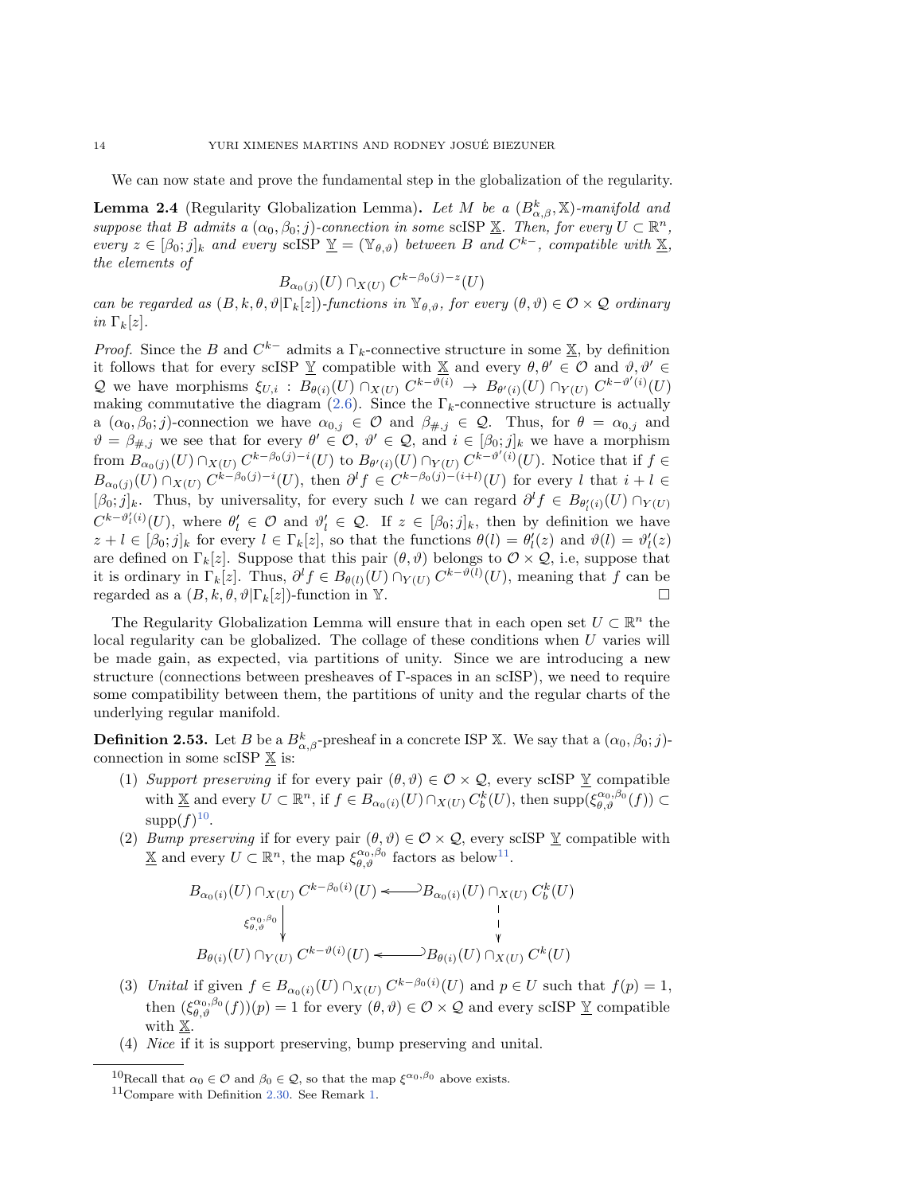We can now state and prove the fundamental step in the globalization of the regularity.

**Lemma 2.4** (Regularity Globalization Lemma)**.** *Let $M$ be a $(B^k_{\alpha,\beta},\mathbb{X})$-manifold and suppose that $B$ admits a $(\alpha_0,\beta_0;j)$-connection in some* scISP $\underline{\mathbb{X}}$*. Then, for every $U\subset\mathbb{R}^n$, every $z\in[\beta_0;j]_k$ and every* scISP $\underline{\mathbb{Y}}=(\mathbb{Y}_{\theta,\vartheta})$ *between $B$ and $C^{k-}$, compatible with $\underline{\mathbb{X}}$, the elements of*

$$B_{\alpha_0(j)}(U)\cap_{X(U)}C^{k-\beta_0(j)-z}(U)$$

*can be regarded as $(B,k,\theta,\vartheta|\Gamma_k[z])$-functions in $\mathbb{Y}_{\theta,\vartheta}$, for every $(\theta,\vartheta)\in\mathcal{O}\times\mathcal{Q}$ ordinary in $\Gamma_k[z]$.*

*Proof.* Since the $B$ and $C^{k-}$ admits a $\Gamma_k$-connective structure in some $\underline{\mathbb{X}}$, by definition it follows that for every scISP $\underline{\mathbb{Y}}$ compatible with $\underline{\mathbb{X}}$ and every $\theta,\theta'\in\mathcal{O}$ and $\vartheta,\vartheta'\in\mathcal{Q}$ we have morphisms $\xi_{U,i}:B_{\theta(i)}(U)\cap_{X(U)}C^{k-\vartheta(i)}\to B_{\theta'(i)}(U)\cap_{Y(U)}C^{k-\vartheta'(i)}(U)$ making commutative the diagram (2.6). Since the $\Gamma_k$-connective structure is actually a $(\alpha_0,\beta_0;j)$-connection we have $\alpha_{0,j}\in\mathcal{O}$ and $\beta_{\#,j}\in\mathcal{Q}$. Thus, for $\theta=\alpha_{0,j}$ and $\vartheta=\beta_{\#,j}$ we see that for every $\theta'\in\mathcal{O}$, $\vartheta'\in\mathcal{Q}$, and $i\in[\beta_0;j]_k$ we have a morphism from $B_{\alpha_0(j)}(U)\cap_{X(U)}C^{k-\beta_0(j)-i}(U)$ to $B_{\theta'(i)}(U)\cap_{Y(U)}C^{k-\vartheta'(i)}(U)$. Notice that if $f\in B_{\alpha_0(j)}(U)\cap_{X(U)}C^{k-\beta_0(j)-i}(U)$, then $\partial^l f\in C^{k-\beta_0(j)-(i+l)}(U)$ for every $l$ that $i+l\in[\beta_0;j]_k$. Thus, by universality, for every such $l$ we can regard $\partial^l f\in B_{\theta'_l(i)}(U)\cap_{Y(U)}C^{k-\vartheta'_l(i)}(U)$, where $\theta'_l\in\mathcal{O}$ and $\vartheta'_l\in\mathcal{Q}$. If $z\in[\beta_0;j]_k$, then by definition we have $z+l\in[\beta_0;j]_k$ for every $l\in\Gamma_k[z]$, so that the functions $\theta(l)=\theta'_l(z)$ and $\vartheta(l)=\vartheta'_l(z)$ are defined on $\Gamma_k[z]$. Suppose that this pair $(\theta,\vartheta)$ belongs to $\mathcal{O}\times\mathcal{Q}$, i.e, suppose that it is ordinary in $\Gamma_k[z]$. Thus, $\partial^l f\in B_{\theta(l)}(U)\cap_{Y(U)}C^{k-\vartheta(l)}(U)$, meaning that $f$ can be regarded as a $(B,k,\theta,\vartheta|\Gamma_k[z])$-function in $\mathbb{Y}$. $\square$

The Regularity Globalization Lemma will ensure that in each open set $U\subset\mathbb{R}^n$ the local regularity can be globalized. The collage of these conditions when $U$ varies will be made gain, as expected, via partitions of unity. Since we are introducing a new structure (connections between presheaves of $\Gamma$-spaces in an scISP), we need to require some compatibility between them, the partitions of unity and the regular charts of the underlying regular manifold.

**Definition 2.53.** Let $B$ be a $B^k_{\alpha,\beta}$-presheaf in a concrete ISP $\mathbb{X}$. We say that a $(\alpha_0,\beta_0;j)$-connection in some scISP $\underline{\mathbb{X}}$ is:

1. *Support preserving* if for every pair $(\theta,\vartheta)\in\mathcal{O}\times\mathcal{Q}$, every scISP $\underline{\mathbb{Y}}$ compatible with $\underline{\mathbb{X}}$ and every $U\subset\mathbb{R}^n$, if $f\in B_{\alpha_0(i)}(U)\cap_{X(U)}C^k_b(U)$, then $\mathrm{supp}(\xi^{\alpha_0,\beta_0}_{\theta,\vartheta}(f))\subset\mathrm{supp}(f)$[10].
2. *Bump preserving* if for every pair $(\theta,\vartheta)\in\mathcal{O}\times\mathcal{Q}$, every scISP $\underline{\mathbb{Y}}$ compatible with $\underline{\mathbb{X}}$ and every $U\subset\mathbb{R}^n$, the map $\xi^{\alpha_0,\beta_0}_{\theta,\vartheta}$ factors as below[11].
$$\begin{array}{ccc} B_{\alpha_0(i)}(U)\cap_{X(U)}C^{k-\beta_0(i)}(U) & \hookleftarrow & B_{\alpha_0(i)}(U)\cap_{X(U)}C^k_b(U) \\ \downarrow{\scriptstyle \xi^{\alpha_0,\beta_0}_{\theta,\vartheta}} & & \vdots \\ B_{\theta(i)}(U)\cap_{Y(U)}C^{k-\vartheta(i)}(U) & \hookleftarrow & B_{\theta(i)}(U)\cap_{X(U)}C^k(U) \end{array}$$
3. *Unital* if given $f\in B_{\alpha_0(i)}(U)\cap_{X(U)}C^{k-\beta_0(i)}(U)$ and $p\in U$ such that $f(p)=1$, then $(\xi^{\alpha_0,\beta_0}_{\theta,\vartheta}(f))(p)=1$ for every $(\theta,\vartheta)\in\mathcal{O}\times\mathcal{Q}$ and every scISP $\underline{\mathbb{Y}}$ compatible with $\underline{\mathbb{X}}$.
4. *Nice* if it is support preserving, bump preserving and unital.

[10] Recall that $\alpha_0\in\mathcal{O}$ and $\beta_0\in\mathcal{Q}$, so that the map $\xi^{\alpha_0,\beta_0}$ above exists.

[11] Compare with Definition 2.30. See Remark 1.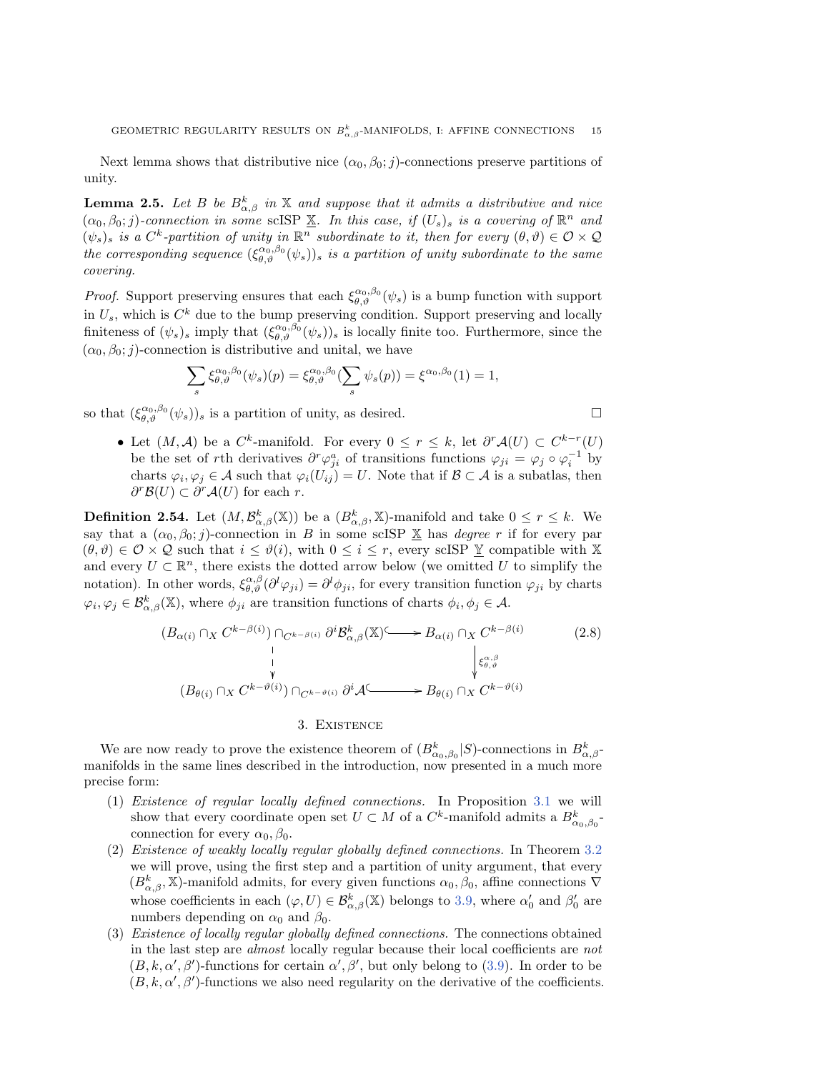Next lemma shows that distributive nice $(\alpha_0, \beta_0; j)$-connections preserve partitions of unity.

**Lemma 2.5.** *Let $B$ be $B^k_{\alpha,\beta}$ in $\mathbb{X}$ and suppose that it admits a distributive and nice $(\alpha_0, \beta_0; j)$-connection in some scISP $\underline{\mathbb{X}}$. In this case, if $(U_s)_s$ is a covering of $\mathbb{R}^n$ and $(\psi_s)_s$ is a $C^k$-partition of unity in $\mathbb{R}^n$ subordinate to it, then for every $(\theta, \vartheta) \in \mathcal{O} \times \mathcal{Q}$ the corresponding sequence $(\xi^{\alpha_0,\beta_0}_{\theta,\vartheta}(\psi_s))_s$ is a partition of unity subordinate to the same covering.*

*Proof.* Support preserving ensures that each $\xi^{\alpha_0,\beta_0}_{\theta,\vartheta}(\psi_s)$ is a bump function with support in $U_s$, which is $C^k$ due to the bump preserving condition. Support preserving and locally finiteness of $(\psi_s)_s$ imply that $(\xi^{\alpha_0,\beta_0}_{\theta,\vartheta}(\psi_s))_s$ is locally finite too. Furthermore, since the $(\alpha_0, \beta_0; j)$-connection is distributive and unital, we have

$$\sum_s \xi^{\alpha_0,\beta_0}_{\theta,\vartheta}(\psi_s)(p) = \xi^{\alpha_0,\beta_0}_{\theta,\vartheta}(\sum_s \psi_s(p)) = \xi^{\alpha_0,\beta_0}(1) = 1,$$

so that $(\xi^{\alpha_0,\beta_0}_{\theta,\vartheta}(\psi_s))_s$ is a partition of unity, as desired. $\square$

- Let $(M, \mathcal{A})$ be a $C^k$-manifold. For every $0 \leq r \leq k$, let $\partial^r \mathcal{A}(U) \subset C^{k-r}(U)$ be the set of $r$th derivatives $\partial^r \varphi^a_{ji}$ of transitions functions $\varphi_{ji} = \varphi_j \circ \varphi_i^{-1}$ by charts $\varphi_i, \varphi_j \in \mathcal{A}$ such that $\varphi_i(U_{ij}) = U$. Note that if $\mathcal{B} \subset \mathcal{A}$ is a subatlas, then $\partial^r \mathcal{B}(U) \subset \partial^r \mathcal{A}(U)$ for each $r$.

**Definition 2.54.** Let $(M, \mathcal{B}^k_{\alpha,\beta}(\mathbb{X}))$ be a $(B^k_{\alpha,\beta}, \mathbb{X})$-manifold and take $0 \leq r \leq k$. We say that a $(\alpha_0, \beta_0; j)$-connection in $B$ in some scISP $\underline{\mathbb{X}}$ has *degree* $r$ if for every par $(\theta, \vartheta) \in \mathcal{O} \times \mathcal{Q}$ such that $i \leq \vartheta(i)$, with $0 \leq i \leq r$, every scISP $\underline{\mathbb{Y}}$ compatible with $\mathbb{X}$ and every $U \subset \mathbb{R}^n$, there exists the dotted arrow below (we omitted $U$ to simplify the notation). In other words, $\xi^{\alpha,\beta}_{\theta,\vartheta}(\partial^l \varphi_{ji}) = \partial^l \phi_{ji}$, for every transition function $\varphi_{ji}$ by charts $\varphi_i, \varphi_j \in \mathcal{B}^k_{\alpha,\beta}(\mathbb{X})$, where $\phi_{ji}$ are transition functions of charts $\phi_i, \phi_j \in \mathcal{A}$.

$$\begin{array}{ccc} (B_{\alpha(i)} \cap_X C^{k-\beta(i)}) \cap_{C^{k-\beta(i)}} \partial^i \mathcal{B}^k_{\alpha,\beta}(\mathbb{X}) & \hookrightarrow & B_{\alpha(i)} \cap_X C^{k-\beta(i)} \\ \Big\downarrow{\scriptstyle \text{(dotted)}} & & \Big\downarrow{\scriptstyle \xi^{\alpha,\beta}_{\theta,\vartheta}} \\ (B_{\theta(i)} \cap_X C^{k-\vartheta(i)}) \cap_{C^{k-\vartheta(i)}} \partial^i \mathcal{A} & \hookrightarrow & B_{\theta(i)} \cap_X C^{k-\vartheta(i)} \end{array} \tag{2.8}$$

## 3. Existence

We are now ready to prove the existence theorem of $(B^k_{\alpha_0,\beta_0}|S)$-connections in $B^k_{\alpha,\beta}$-manifolds in the same lines described in the introduction, now presented in a much more precise form:

1. *Existence of regular locally defined connections.* In Proposition 3.1 we will show that every coordinate open set $U \subset M$ of a $C^k$-manifold admits a $B^k_{\alpha_0,\beta_0}$-connection for every $\alpha_0, \beta_0$.
2. *Existence of weakly locally regular globally defined connections.* In Theorem 3.2 we will prove, using the first step and a partition of unity argument, that every $(B^k_{\alpha,\beta}, \mathbb{X})$-manifold admits, for every given functions $\alpha_0, \beta_0$, affine connections $\nabla$ whose coefficients in each $(\varphi, U) \in \mathcal{B}^k_{\alpha,\beta}(\mathbb{X})$ belongs to 3.9, where $\alpha'_0$ and $\beta'_0$ are numbers depending on $\alpha_0$ and $\beta_0$.
3. *Existence of locally regular globally defined connections.* The connections obtained in the last step are *almost* locally regular because their local coefficients are *not* $(B, k, \alpha', \beta')$-functions for certain $\alpha', \beta'$, but only belong to (3.9). In order to be $(B, k, \alpha', \beta')$-functions we also need regularity on the derivative of the coefficients.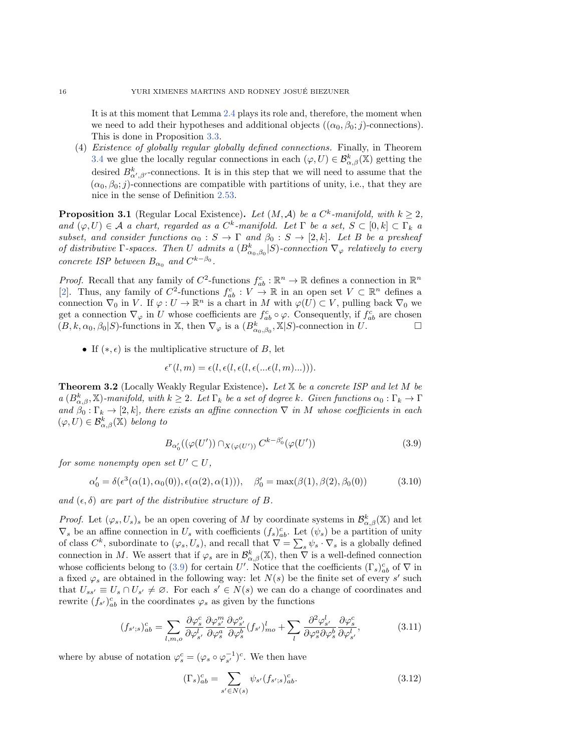It is at this moment that Lemma 2.4 plays its role and, therefore, the moment when we need to add their hypotheses and additional objects ($(\alpha_0, \beta_0; j)$-connections). This is done in Proposition 3.3.

(4) *Existence of globally regular globally defined connections.* Finally, in Theorem 3.4 we glue the locally regular connections in each $(\varphi, U) \in \mathcal{B}^k_{\alpha,\beta}(\mathbb{X})$ getting the desired $B^k_{\alpha',\beta'}$-connections. It is in this step that we will need to assume that the $(\alpha_0, \beta_0; j)$-connections are compatible with partitions of unity, i.e., that they are nice in the sense of Definition 2.53.

**Proposition 3.1** (Regular Local Existence)**.** *Let $(M, \mathcal{A})$ be a $C^k$-manifold, with $k \geq 2$, and $(\varphi, U) \in \mathcal{A}$ a chart, regarded as a $C^k$-manifold. Let $\Gamma$ be a set, $S \subset [0, k] \subset \Gamma_k$ a subset, and consider functions $\alpha_0 : S \to \Gamma$ and $\beta_0 : S \to [2, k]$. Let $B$ be a presheaf of distributive $\Gamma$-spaces. Then $U$ admits a $(B^k_{\alpha_0,\beta_0}|S)$-connection $\nabla_\varphi$ relatively to every concrete ISP between $B_{\alpha_0}$ and $C^{k-\beta_0}$.*

*Proof.* Recall that any family of $C^2$-functions $f^c_{ab} : \mathbb{R}^n \to \mathbb{R}$ defines a connection in $\mathbb{R}^n$ [2]. Thus, any family of $C^2$-functions $f^c_{ab} : V \to \mathbb{R}$ in an open set $V \subset \mathbb{R}^n$ defines a connection $\nabla_0$ in $V$. If $\varphi : U \to \mathbb{R}^n$ is a chart in $M$ with $\varphi(U) \subset V$, pulling back $\nabla_0$ we get a connection $\nabla_\varphi$ in $U$ whose coefficients are $f^c_{ab} \circ \varphi$. Consequently, if $f^c_{ab}$ are chosen $(B, k, \alpha_0, \beta_0|S)$-functions in $\mathbb{X}$, then $\nabla_\varphi$ is a $(B^k_{\alpha_0,\beta_0}, \mathbb{X}|S)$-connection in $U$. $\square$

- If $(*, \epsilon)$ is the multiplicative structure of $B$, let

$$\epsilon^r(l, m) = \epsilon(l, \epsilon(l, \epsilon(l, \epsilon(...\epsilon(l, m)...)))).$$

**Theorem 3.2** (Locally Weakly Regular Existence)**.** *Let $\mathbb{X}$ be a concrete ISP and let $M$ be a $(B^k_{\alpha,\beta}, \mathbb{X})$-manifold, with $k \geq 2$. Let $\Gamma_k$ be a set of degree $k$. Given functions $\alpha_0 : \Gamma_k \to \Gamma$ and $\beta_0 : \Gamma_k \to [2, k]$, there exists an affine connection $\nabla$ in $M$ whose coefficients in each $(\varphi, U) \in \mathcal{B}^k_{\alpha,\beta}(\mathbb{X})$ belong to*

$$B_{\alpha'_0}((\varphi(U')) \cap_{X(\varphi(U'))} C^{k-\beta'_0}(\varphi(U')) \tag{3.9}$$

*for some nonempty open set $U' \subset U$,*

$$\alpha'_0 = \delta(\epsilon^3(\alpha(1), \alpha_0(0)), \epsilon(\alpha(2), \alpha(1))), \quad \beta'_0 = \max(\beta(1), \beta(2), \beta_0(0)) \tag{3.10}$$

*and $(\epsilon, \delta)$ are part of the distributive structure of $B$.*

*Proof.* Let $(\varphi_s, U_s)_s$ be an open covering of $M$ by coordinate systems in $\mathcal{B}^k_{\alpha,\beta}(\mathbb{X})$ and let $\nabla_s$ be an affine connection in $U_s$ with coefficients $(f_s)^c_{ab}$. Let $(\psi_s)$ be a partition of unity of class $C^k$, subordinate to $(\varphi_s, U_s)$, and recall that $\nabla = \sum_s \psi_s \cdot \nabla_s$ is a globally defined connection in $M$. We assert that if $\varphi_s$ are in $\mathcal{B}^k_{\alpha,\beta}(\mathbb{X})$, then $\nabla$ is a well-defined connection whose cofficients belong to (3.9) for certain $U'$. Notice that the coefficients $(\Gamma_s)^c_{ab}$ of $\nabla$ in a fixed $\varphi_s$ are obtained in the following way: let $N(s)$ be the finite set of every $s'$ such that $U_{ss'} \equiv U_s \cap U_{s'} \neq \varnothing$. For each $s' \in N(s)$ we can do a change of coordinates and rewrite $(f_{s'})^c_{ab}$ in the coordinates $\varphi_s$ as given by the functions

$$(f_{s';s})^c_{ab} = \sum_{l,m,o} \frac{\partial \varphi^c_s}{\partial \varphi^l_{s'}} \frac{\partial \varphi^m_{s'}}{\partial \varphi^a_s} \frac{\partial \varphi^o_{s'}}{\partial \varphi^b_s} (f_{s'})^l_{mo} + \sum_l \frac{\partial^2 \varphi^l_{s'}}{\partial \varphi^a_s \partial \varphi^b_s} \frac{\partial \varphi^c_s}{\partial \varphi^l_{s'}}, \tag{3.11}$$

where by abuse of notation $\varphi^c_s = (\varphi_s \circ \varphi^{-1}_{s'})^c$. We then have

$$(\Gamma_s)^c_{ab} = \sum_{s' \in N(s)} \psi_{s'} (f_{s';s})^c_{ab}. \tag{3.12}$$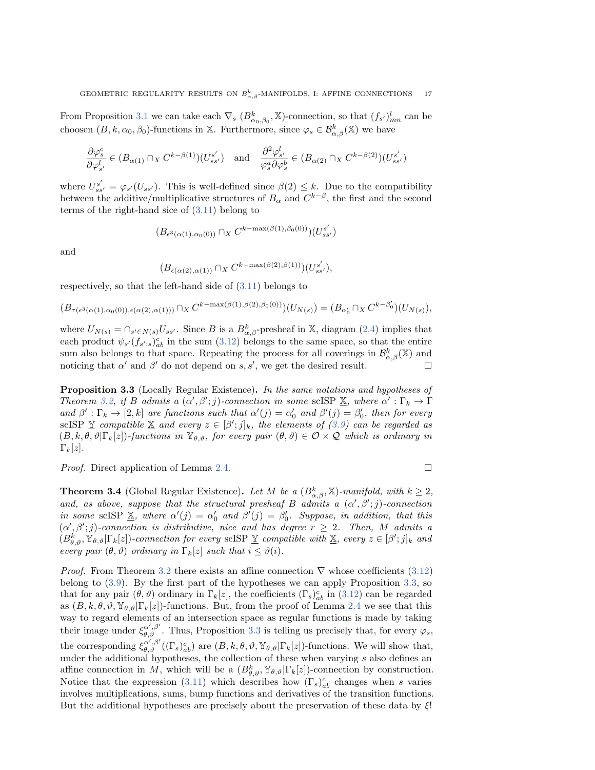From Proposition 3.1 we can take each $\nabla_s$ $(B^k_{\alpha_0,\beta_0},\mathbb{X})$-connection, so that $(f_{s'})^l_{mn}$ can be choosen $(B,k,\alpha_0,\beta_0)$-functions in $\mathbb{X}$. Furthermore, since $\varphi_s \in \mathcal{B}^k_{\alpha,\beta}(\mathbb{X})$ we have

$$\frac{\partial \varphi^c_s}{\partial \varphi^l_{s'}} \in (B_{\alpha(1)} \cap_X C^{k-\beta(1)})(U^{s'}_{ss'}) \quad \text{and} \quad \frac{\partial^2 \varphi^l_{s'}}{\varphi^a_s \partial \varphi^b_s} \in (B_{\alpha(2)} \cap_X C^{k-\beta(2)})(U^{s'}_{ss'})$$

where $U^{s'}_{ss'} = \varphi_{s'}(U_{ss'})$. This is well-defined since $\beta(2) \leq k$. Due to the compatibility between the additive/multiplicative structures of $B_\alpha$ and $C^{k-\beta}$, the first and the second terms of the right-hand sice of (3.11) belong to

$$(B_{\epsilon^3(\alpha(1),\alpha_0(0))} \cap_X C^{k-\max(\beta(1),\beta_0(0))})(U^{s'}_{ss'})$$

and

$$(B_{\epsilon(\alpha(2),\alpha(1))} \cap_X C^{k-\max(\beta(2),\beta(1))})(U^{s'}_{ss'}),$$

respectively, so that the left-hand side of (3.11) belongs to

$$(B_{\tau(\epsilon^3(\alpha(1),\alpha_0(0)),\epsilon(\alpha(2),\alpha(1)))} \cap_X C^{k-\max(\beta(1),\beta(2),\beta_0(0))})(U_{N(s)}) = (B_{\alpha'_0} \cap_X C^{k-\beta'_0})(U_{N(s)}),$$

where $U_{N(s)} = \cap_{s' \in N(s)} U_{ss'}$. Since $B$ is a $B^k_{\alpha,\beta}$-presheaf in $\mathbb{X}$, diagram (2.4) implies that each product $\psi_{s'}(f_{s';s})^c_{ab}$ in the sum (3.12) belongs to the same space, so that the entire sum also belongs to that space. Repeating the process for all coverings in $\mathcal{B}^k_{\alpha,\beta}(\mathbb{X})$ and noticing that $\alpha'$ and $\beta'$ do not depend on $s,s'$, we get the desired result. $\square$

**Proposition 3.3** (Locally Regular Existence)**.** *In the same notations and hypotheses of Theorem 3.2, if $B$ admits a $(\alpha',\beta';j)$-connection in some* scISP $\underline{\mathbb{X}}$*, where $\alpha' : \Gamma_k \to \Gamma$ and $\beta' : \Gamma_k \to [2,k]$ are functions such that $\alpha'(j) = \alpha'_0$ and $\beta'(j) = \beta'_0$, then for every* scISP $\underline{\mathbb{Y}}$ *compatible $\underline{\mathbb{X}}$ and every $z \in [\beta';j]_k$, the elements of (3.9) can be regarded as $(B,k,\theta,\vartheta|\Gamma_k[z])$-functions in $\mathbb{Y}_{\theta,\vartheta}$, for every pair $(\theta,\vartheta) \in \mathcal{O} \times \mathcal{Q}$ which is ordinary in $\Gamma_k[z]$.*

*Proof.* Direct application of Lemma 2.4. $\square$

**Theorem 3.4** (Global Regular Existence)**.** *Let $M$ be a $(B^k_{\alpha,\beta},\mathbb{X})$-manifold, with $k \geq 2$, and, as above, suppose that the structural presheaf $B$ admits a $(\alpha',\beta';j)$-connection in some* scISP $\underline{\mathbb{X}}$*, where $\alpha'(j) = \alpha'_0$ and $\beta'(j) = \beta'_0$. Suppose, in addition, that this $(\alpha',\beta';j)$-connection is distributive, nice and has degree $r \geq 2$. Then, $M$ admits a $(B^k_{\theta,\vartheta},\mathbb{Y}_{\theta,\vartheta}|\Gamma_k[z])$-connection for every* scISP $\underline{\mathbb{Y}}$ *compatible with $\underline{\mathbb{X}}$, every $z \in [\beta';j]_k$ and every pair $(\theta,\vartheta)$ ordinary in $\Gamma_k[z]$ such that $i \leq \vartheta(i)$.*

*Proof.* From Theorem 3.2 there exists an affine connection $\nabla$ whose coefficients (3.12) belong to (3.9). By the first part of the hypotheses we can apply Proposition 3.3, so that for any pair $(\theta,\vartheta)$ ordinary in $\Gamma_k[z]$, the coefficients $(\Gamma_s)^c_{ab}$ in (3.12) can be regarded as $(B,k,\theta,\vartheta,\mathbb{Y}_{\theta,\vartheta}|\Gamma_k[z])$-functions. But, from the proof of Lemma 2.4 we see that this way to regard elements of an intersection space as regular functions is made by taking their image under $\xi^{\alpha',\beta'}_{\theta,\vartheta}$. Thus, Proposition 3.3 is telling us precisely that, for every $\varphi_s$, the corresponding $\xi^{\alpha',\beta'}_{\theta,\vartheta}((\Gamma_s)^c_{ab})$ are $(B,k,\theta,\vartheta,\mathbb{Y}_{\theta,\vartheta}|\Gamma_k[z])$-functions. We will show that, under the additional hypotheses, the collection of these when varying $s$ also defines an affine connection in $M$, which will be a $(B^k_{\theta,\vartheta},\mathbb{Y}_{\theta,\vartheta}|\Gamma_k[z])$-connection by construction. Notice that the expression (3.11) which describes how $(\Gamma_s)^c_{ab}$ changes when $s$ varies involves multiplications, sums, bump functions and derivatives of the transition functions. But the additional hypotheses are precisely about the preservation of these data by $\xi$!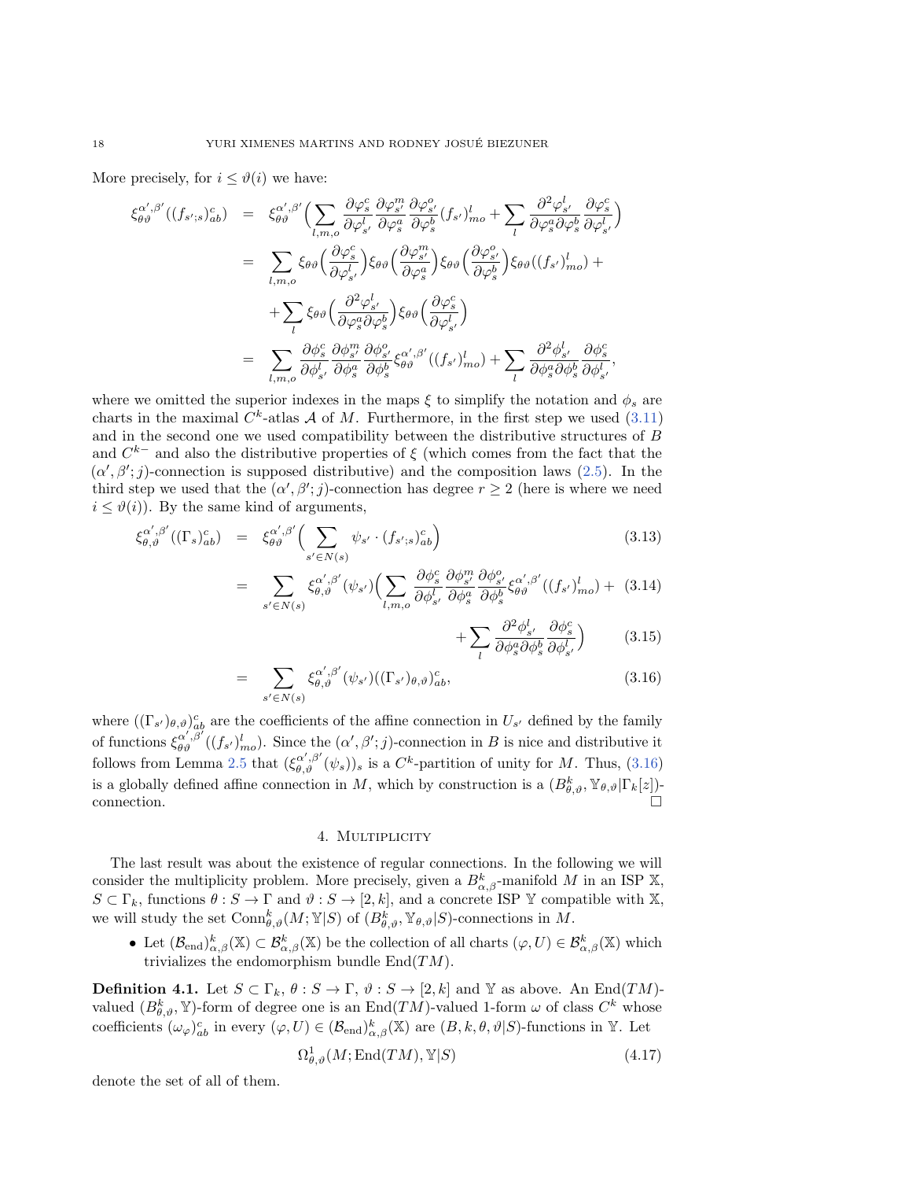More precisely, for $i \leq \vartheta(i)$ we have:

$$
\begin{aligned}
\xi^{\alpha',\beta'}_{\theta\vartheta}((f_{s';s})^c_{ab}) &= \xi^{\alpha',\beta'}_{\theta\vartheta}\Big(\sum_{l,m,o}\frac{\partial\varphi^c_s}{\partial\varphi^l_{s'}}\frac{\partial\varphi^m_{s'}}{\partial\varphi^a_s}\frac{\partial\varphi^o_{s'}}{\partial\varphi^b_s}(f_{s'})^l_{mo}+\sum_l\frac{\partial^2\varphi^l_{s'}}{\partial\varphi^a_s\partial\varphi^b_s}\frac{\partial\varphi^c_s}{\partial\varphi^l_{s'}}\Big)\\
&= \sum_{l,m,o}\xi_{\theta\vartheta}\Big(\frac{\partial\varphi^c_s}{\partial\varphi^l_{s'}}\Big)\xi_{\theta\vartheta}\Big(\frac{\partial\varphi^m_{s'}}{\partial\varphi^a_s}\Big)\xi_{\theta\vartheta}\Big(\frac{\partial\varphi^o_{s'}}{\partial\varphi^b_s}\Big)\xi_{\theta\vartheta}((f_{s'})^l_{mo})+\\
&\quad+\sum_l\xi_{\theta\vartheta}\Big(\frac{\partial^2\varphi^l_{s'}}{\partial\varphi^a_s\partial\varphi^b_s}\Big)\xi_{\theta\vartheta}\Big(\frac{\partial\varphi^c_s}{\partial\varphi^l_{s'}}\Big)\\
&= \sum_{l,m,o}\frac{\partial\phi^c_s}{\partial\phi^l_{s'}}\frac{\partial\phi^m_{s'}}{\partial\phi^a_s}\frac{\partial\phi^o_{s'}}{\partial\phi^b_s}\xi^{\alpha',\beta'}_{\theta\vartheta}((f_{s'})^l_{mo})+\sum_l\frac{\partial^2\phi^l_{s'}}{\partial\phi^a_s\partial\phi^b_s}\frac{\partial\phi^c_s}{\partial\phi^l_{s'}},
\end{aligned}
$$

where we omitted the superior indexes in the maps $\xi$ to simplify the notation and $\phi_s$ are charts in the maximal $C^k$-atlas $\mathcal{A}$ of $M$. Furthermore, in the first step we used (3.11) and in the second one we used compatibility between the distributive structures of $B$ and $C^{k-}$ and also the distributive properties of $\xi$ (which comes from the fact that the $(\alpha',\beta';j)$-connection is supposed distributive) and the composition laws (2.5). In the third step we used that the $(\alpha',\beta';j)$-connection has degree $r\geq 2$ (here is where we need $i\leq\vartheta(i)$). By the same kind of arguments,

$$
\begin{aligned}
\xi^{\alpha',\beta'}_{\theta,\vartheta}((\Gamma_s)^c_{ab}) &= \xi^{\alpha',\beta'}_{\theta\vartheta}\Big(\sum_{s'\in N(s)}\psi_{s'}\cdot(f_{s';s})^c_{ab}\Big) &(3.13)\\
&= \sum_{s'\in N(s)}\xi^{\alpha',\beta'}_{\theta,\vartheta}(\psi_{s'})\Big(\sum_{l,m,o}\frac{\partial\phi^c_s}{\partial\phi^l_{s'}}\frac{\partial\phi^m_{s'}}{\partial\phi^a_s}\frac{\partial\phi^o_{s'}}{\partial\phi^b_s}\xi^{\alpha',\beta'}_{\theta\vartheta}((f_{s'})^l_{mo})+ &(3.14)\\
&\quad+\sum_l\frac{\partial^2\phi^l_{s'}}{\partial\phi^a_s\partial\phi^b_s}\frac{\partial\phi^c_s}{\partial\phi^l_{s'}}\Big) &(3.15)\\
&= \sum_{s'\in N(s)}\xi^{\alpha',\beta'}_{\theta,\vartheta}(\psi_{s'})((\Gamma_{s'})_{\theta,\vartheta})^c_{ab}, &(3.16)
\end{aligned}
$$

where $((\Gamma_{s'})_{\theta,\vartheta})^c_{ab}$ are the coefficients of the affine connection in $U_{s'}$ defined by the family of functions $\xi^{\alpha',\beta'}_{\theta\vartheta}((f_{s'})^l_{mo})$. Since the $(\alpha',\beta';j)$-connection in $B$ is nice and distributive it follows from Lemma 2.5 that $(\xi^{\alpha',\beta'}_{\theta,\vartheta}(\psi_s))_s$ is a $C^k$-partition of unity for $M$. Thus, (3.16) is a globally defined affine connection in $M$, which by construction is a $(B^k_{\theta,\vartheta},\mathbb{Y}_{\theta,\vartheta}|\Gamma_k[z])$-connection. □

## 4. Multiplicity

The last result was about the existence of regular connections. In the following we will consider the multiplicity problem. More precisely, given a $B^k_{\alpha,\beta}$-manifold $M$ in an ISP $\mathbb{X}$, $S\subset\Gamma_k$, functions $\theta:S\to\Gamma$ and $\vartheta:S\to[2,k]$, and a concrete ISP $\mathbb{Y}$ compatible with $\mathbb{X}$, we will study the set $\mathrm{Conn}^k_{\theta,\vartheta}(M;\mathbb{Y}|S)$ of $(B^k_{\theta,\vartheta},\mathbb{Y}_{\theta,\vartheta}|S)$-connections in $M$.

- Let $(\mathcal{B}_{\mathrm{end}})^k_{\alpha,\beta}(\mathbb{X})\subset\mathcal{B}^k_{\alpha,\beta}(\mathbb{X})$ be the collection of all charts $(\varphi,U)\in\mathcal{B}^k_{\alpha,\beta}(\mathbb{X})$ which trivializes the endomorphism bundle $\mathrm{End}(TM)$.

**Definition 4.1.** Let $S\subset\Gamma_k$, $\theta:S\to\Gamma$, $\vartheta:S\to[2,k]$ and $\mathbb{Y}$ as above. An $\mathrm{End}(TM)$-valued $(B^k_{\theta,\vartheta},\mathbb{Y})$-form of degree one is an $\mathrm{End}(TM)$-valued 1-form $\omega$ of class $C^k$ whose coefficients $(\omega_\varphi)^c_{ab}$ in every $(\varphi,U)\in(\mathcal{B}_{\mathrm{end}})^k_{\alpha,\beta}(\mathbb{X})$ are $(B,k,\theta,\vartheta|S)$-functions in $\mathbb{Y}$. Let

$$\Omega^1_{\theta,\vartheta}(M;\mathrm{End}(TM),\mathbb{Y}|S) \tag{4.17}$$

denote the set of all of them.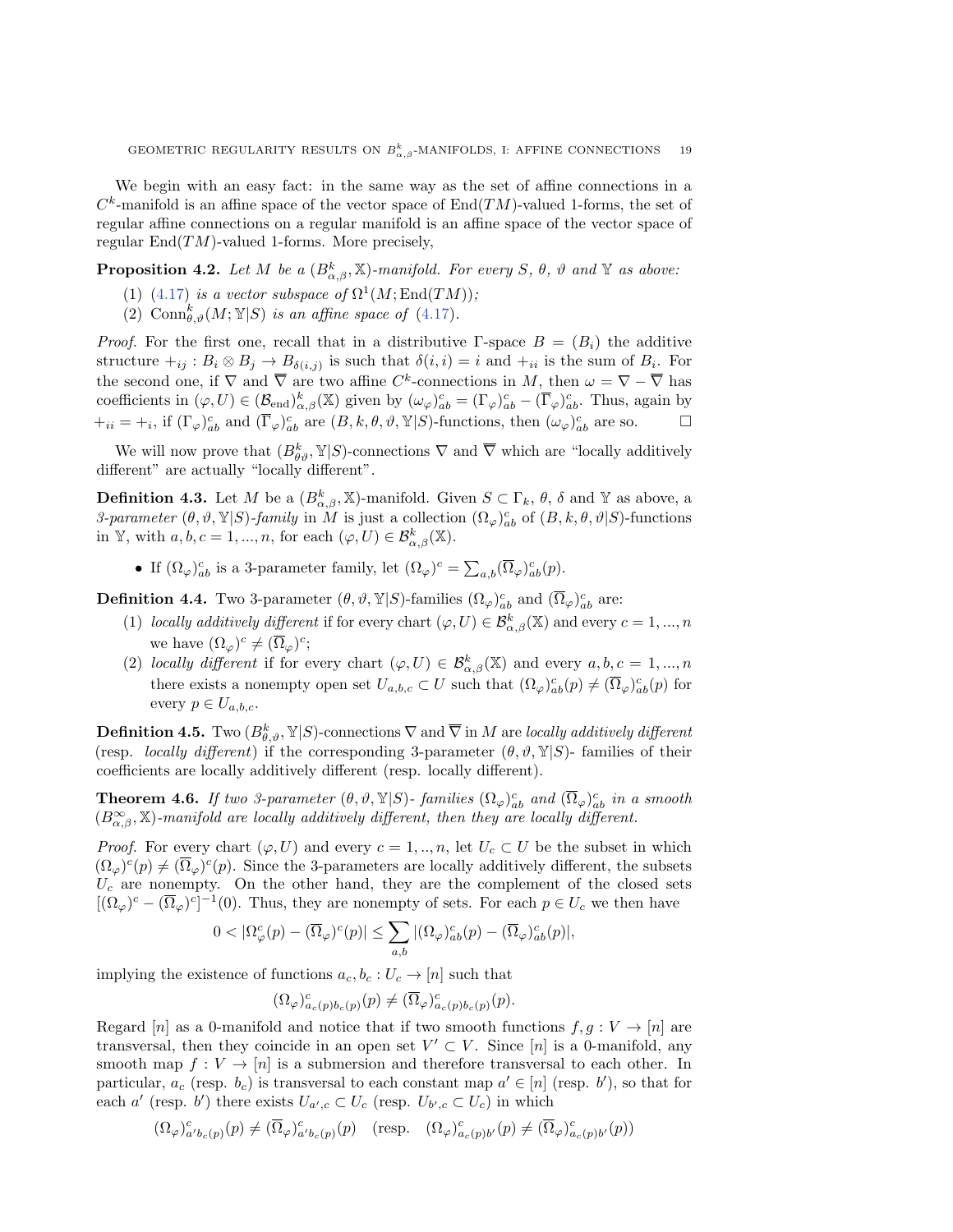We begin with an easy fact: in the same way as the set of affine connections in a $C^k$-manifold is an affine space of the vector space of $\mathrm{End}(TM)$-valued 1-forms, the set of regular affine connections on a regular manifold is an affine space of the vector space of regular $\mathrm{End}(TM)$-valued 1-forms. More precisely,

**Proposition 4.2.** *Let $M$ be a $(B^k_{\alpha,\beta},\mathbb{X})$-manifold. For every $S$, $\theta$, $\vartheta$ and $\mathbb{Y}$ as above:*

1. (4.17) *is a vector subspace of $\Omega^1(M;\mathrm{End}(TM))$;*
2. $\mathrm{Conn}^k_{\theta,\vartheta}(M;\mathbb{Y}|S)$ *is an affine space of* (4.17).

*Proof.* For the first one, recall that in a distributive $\Gamma$-space $B=(B_i)$ the additive structure $+_{ij}:B_i\otimes B_j\to B_{\delta(i,j)}$ is such that $\delta(i,i)=i$ and $+_{ii}$ is the sum of $B_i$. For the second one, if $\nabla$ and $\overline{\nabla}$ are two affine $C^k$-connections in $M$, then $\omega=\nabla-\overline{\nabla}$ has coefficients in $(\varphi,U)\in(\mathcal{B}_{\mathrm{end}})^k_{\alpha,\beta}(\mathbb{X})$ given by $(\omega_\varphi)^c_{ab}=(\Gamma_\varphi)^c_{ab}-(\overline{\Gamma}_\varphi)^c_{ab}$. Thus, again by $+_{ii}=+_i$, if $(\Gamma_\varphi)^c_{ab}$ and $(\overline{\Gamma}_\varphi)^c_{ab}$ are $(B,k,\theta,\vartheta,\mathbb{Y}|S)$-functions, then $(\omega_\varphi)^c_{ab}$ are so. $\square$

We will now prove that $(B^k_{\theta\vartheta},\mathbb{Y}|S)$-connections $\nabla$ and $\overline{\nabla}$ which are "locally additively different" are actually "locally different".

**Definition 4.3.** Let $M$ be a $(B^k_{\alpha,\beta},\mathbb{X})$-manifold. Given $S\subset\Gamma_k$, $\theta$, $\delta$ and $\mathbb{Y}$ as above, a *3-parameter $(\theta,\vartheta,\mathbb{Y}|S)$-family* in $M$ is just a collection $(\Omega_\varphi)^c_{ab}$ of $(B,k,\theta,\vartheta|S)$-functions in $\mathbb{Y}$, with $a,b,c=1,...,n$, for each $(\varphi,U)\in\mathcal{B}^k_{\alpha,\beta}(\mathbb{X})$.

- If $(\Omega_\varphi)^c_{ab}$ is a 3-parameter family, let $(\Omega_\varphi)^c=\sum_{a,b}(\overline{\Omega}_\varphi)^c_{ab}(p)$.

**Definition 4.4.** Two 3-parameter $(\theta,\vartheta,\mathbb{Y}|S)$-families $(\Omega_\varphi)^c_{ab}$ and $(\overline{\Omega}_\varphi)^c_{ab}$ are:

1. *locally additively different* if for every chart $(\varphi,U)\in\mathcal{B}^k_{\alpha,\beta}(\mathbb{X})$ and every $c=1,...,n$ we have $(\Omega_\varphi)^c\neq(\overline{\Omega}_\varphi)^c$;
2. *locally different* if for every chart $(\varphi,U)\in\mathcal{B}^k_{\alpha,\beta}(\mathbb{X})$ and every $a,b,c=1,...,n$ there exists a nonempty open set $U_{a,b,c}\subset U$ such that $(\Omega_\varphi)^c_{ab}(p)\neq(\overline{\Omega}_\varphi)^c_{ab}(p)$ for every $p\in U_{a,b,c}$.

**Definition 4.5.** Two $(B^k_{\theta,\vartheta},\mathbb{Y}|S)$-connections $\nabla$ and $\overline{\nabla}$ in $M$ are *locally additively different* (resp. *locally different*) if the corresponding 3-parameter $(\theta,\vartheta,\mathbb{Y}|S)$- families of their coefficients are locally additively different (resp. locally different).

**Theorem 4.6.** *If two 3-parameter $(\theta,\vartheta,\mathbb{Y}|S)$- families $(\Omega_\varphi)^c_{ab}$ and $(\overline{\Omega}_\varphi)^c_{ab}$ in a smooth $(B^\infty_{\alpha,\beta},\mathbb{X})$-manifold are locally additively different, then they are locally different.*

*Proof.* For every chart $(\varphi,U)$ and every $c=1,..,n$, let $U_c\subset U$ be the subset in which $(\Omega_\varphi)^c(p)\neq(\overline{\Omega}_\varphi)^c(p)$. Since the 3-parameters are locally additively different, the subsets $U_c$ are nonempty. On the other hand, they are the complement of the closed sets $[(\Omega_\varphi)^c-(\overline{\Omega}_\varphi)^c]^{-1}(0)$. Thus, they are nonempty of sets. For each $p\in U_c$ we then have

$$0<|\Omega^c_\varphi(p)-(\overline{\Omega}_\varphi)^c(p)|\leq\sum_{a,b}|(\Omega_\varphi)^c_{ab}(p)-(\overline{\Omega}_\varphi)^c_{ab}(p)|,$$

implying the existence of functions $a_c,b_c:U_c\to[n]$ such that

$$(\Omega_\varphi)^c_{a_c(p)b_c(p)}(p)\neq(\overline{\Omega}_\varphi)^c_{a_c(p)b_c(p)}(p).$$

Regard $[n]$ as a 0-manifold and notice that if two smooth functions $f,g:V\to[n]$ are transversal, then they coincide in an open set $V'\subset V$. Since $[n]$ is a 0-manifold, any smooth map $f:V\to[n]$ is a submersion and therefore transversal to each other. In particular, $a_c$ (resp. $b_c$) is transversal to each constant map $a'\in[n]$ (resp. $b'$), so that for each $a'$ (resp. $b'$) there exists $U_{a',c}\subset U_c$ (resp. $U_{b',c}\subset U_c$) in which

$$(\Omega_\varphi)^c_{a'b_c(p)}(p)\neq(\overline{\Omega}_\varphi)^c_{a'b_c(p)}(p)\quad(\text{resp.}\quad(\Omega_\varphi)^c_{a_c(p)b'}(p)\neq(\overline{\Omega}_\varphi)^c_{a_c(p)b'}(p))$$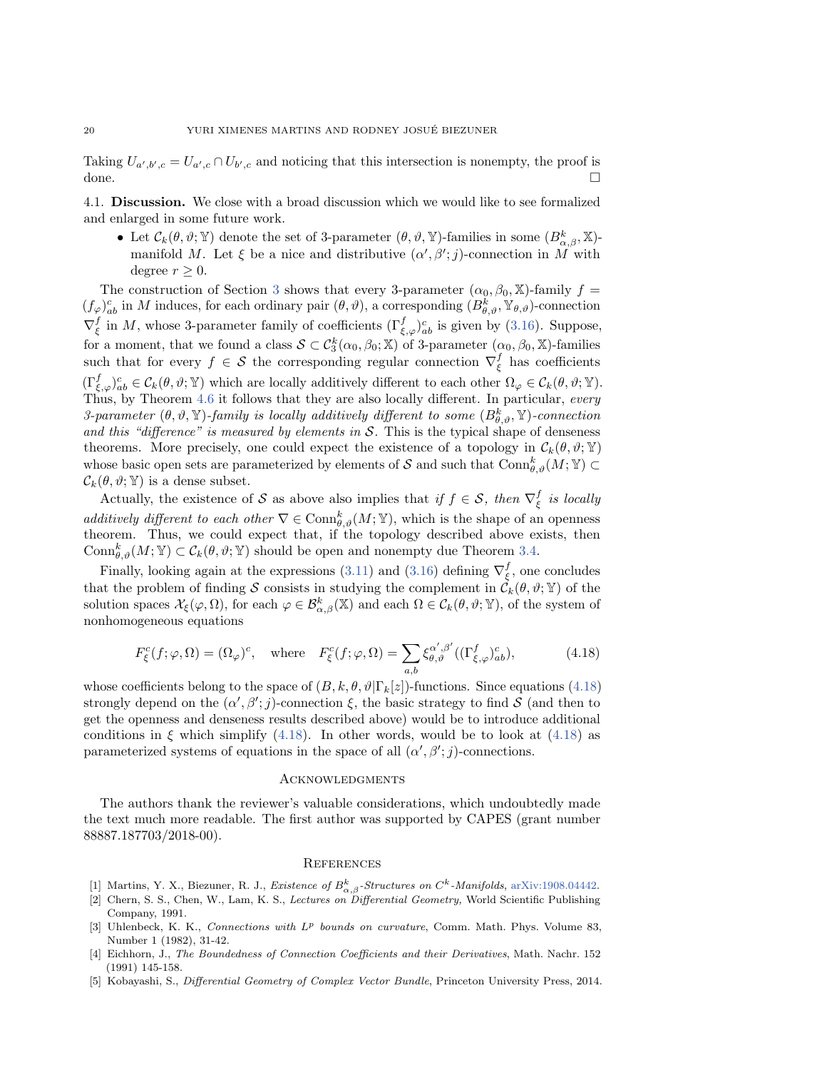Taking $U_{a',b',c} = U_{a',c} \cap U_{b',c}$ and noticing that this intersection is nonempty, the proof is done. $\square$

## 4.1. Discussion.

We close with a broad discussion which we would like to see formalized and enlarged in some future work.

- Let $\mathcal{C}_k(\theta, \vartheta; \mathbb{Y})$ denote the set of 3-parameter $(\theta, \vartheta, \mathbb{Y})$-families in some $(B^k_{\alpha,\beta}, \mathbb{X})$-manifold $M$. Let $\xi$ be a nice and distributive $(\alpha', \beta'; j)$-connection in $M$ with degree $r \geq 0$.

The construction of Section 3 shows that every 3-parameter $(\alpha_0, \beta_0, \mathbb{X})$-family $f = (f_\varphi)^c_{ab}$ in $M$ induces, for each ordinary pair $(\theta, \vartheta)$, a corresponding $(B^k_{\theta,\vartheta}, \mathbb{Y}_{\theta,\vartheta})$-connection $\nabla^f_\xi$ in $M$, whose 3-parameter family of coefficients $(\Gamma^f_{\xi,\varphi})^c_{ab}$ is given by (3.16). Suppose, for a moment, that we found a class $\mathcal{S} \subset \mathcal{C}^k_3(\alpha_0, \beta_0; \mathbb{X})$ of 3-parameter $(\alpha_0, \beta_0, \mathbb{X})$-families such that for every $f \in \mathcal{S}$ the corresponding regular connection $\nabla^f_\xi$ has coefficients $(\Gamma^f_{\xi,\varphi})^c_{ab} \in \mathcal{C}_k(\theta, \vartheta; \mathbb{Y})$ which are locally additively different to each other $\Omega_\varphi \in \mathcal{C}_k(\theta, \vartheta; \mathbb{Y})$. Thus, by Theorem 4.6 it follows that they are also locally different. In particular, *every 3-parameter $(\theta, \vartheta, \mathbb{Y})$-family is locally additively different to some $(B^k_{\theta,\vartheta}, \mathbb{Y})$-connection and this "difference" is measured by elements in $\mathcal{S}$.* This is the typical shape of denseness theorems. More precisely, one could expect the existence of a topology in $\mathcal{C}_k(\theta, \vartheta; \mathbb{Y})$ whose basic open sets are parameterized by elements of $\mathcal{S}$ and such that $\mathrm{Conn}^k_{\theta,\vartheta}(M; \mathbb{Y}) \subset \mathcal{C}_k(\theta, \vartheta; \mathbb{Y})$ is a dense subset.

Actually, the existence of $\mathcal{S}$ as above also implies that *if $f \in \mathcal{S}$, then $\nabla^f_\xi$ is locally additively different to each other $\nabla \in \mathrm{Conn}^k_{\theta,\vartheta}(M; \mathbb{Y})$*, which is the shape of an openness theorem. Thus, we could expect that, if the topology described above exists, then $\mathrm{Conn}^k_{\theta,\vartheta}(M; \mathbb{Y}) \subset \mathcal{C}_k(\theta, \vartheta; \mathbb{Y})$ should be open and nonempty due Theorem 3.4.

Finally, looking again at the expressions (3.11) and (3.16) defining $\nabla^f_\xi$, one concludes that the problem of finding $\mathcal{S}$ consists in studying the complement in $\mathcal{C}_k(\theta, \vartheta; \mathbb{Y})$ of the solution spaces $\mathcal{X}_\xi(\varphi, \Omega)$, for each $\varphi \in \mathcal{B}^k_{\alpha,\beta}(\mathbb{X})$ and each $\Omega \in \mathcal{C}_k(\theta, \vartheta; \mathbb{Y})$, of the system of nonhomogeneous equations

$$F^c_\xi(f; \varphi, \Omega) = (\Omega_\varphi)^c, \quad \text{where} \quad F^c_\xi(f; \varphi, \Omega) = \sum_{a,b} \xi^{\alpha',\beta'}_{\theta,\vartheta}((\Gamma^f_{\xi,\varphi})^c_{ab}), \tag{4.18}$$

whose coefficients belong to the space of $(B, k, \theta, \vartheta | \Gamma_k[z])$-functions. Since equations (4.18) strongly depend on the $(\alpha', \beta'; j)$-connection $\xi$, the basic strategy to find $\mathcal{S}$ (and then to get the openness and denseness results described above) would be to introduce additional conditions in $\xi$ which simplify (4.18). In other words, would be to look at (4.18) as parameterized systems of equations in the space of all $(\alpha', \beta'; j)$-connections.

## Acknowledgments

The authors thank the reviewer's valuable considerations, which undoubtedly made the text much more readable. The first author was supported by CAPES (grant number 88887.187703/2018-00).

## References

[1] Martins, Y. X., Biezuner, R. J., *Existence of $B^k_{\alpha,\beta}$-Structures on $C^k$-Manifolds*, arXiv:1908.04442.

[2] Chern, S. S., Chen, W., Lam, K. S., *Lectures on Differential Geometry,* World Scientific Publishing Company, 1991.

[3] Uhlenbeck, K. K., *Connections with $L^p$ bounds on curvature*, Comm. Math. Phys. Volume 83, Number 1 (1982), 31-42.

[4] Eichhorn, J., *The Boundedness of Connection Coefficients and their Derivatives*, Math. Nachr. 152 (1991) 145-158.

[5] Kobayashi, S., *Differential Geometry of Complex Vector Bundle*, Princeton University Press, 2014.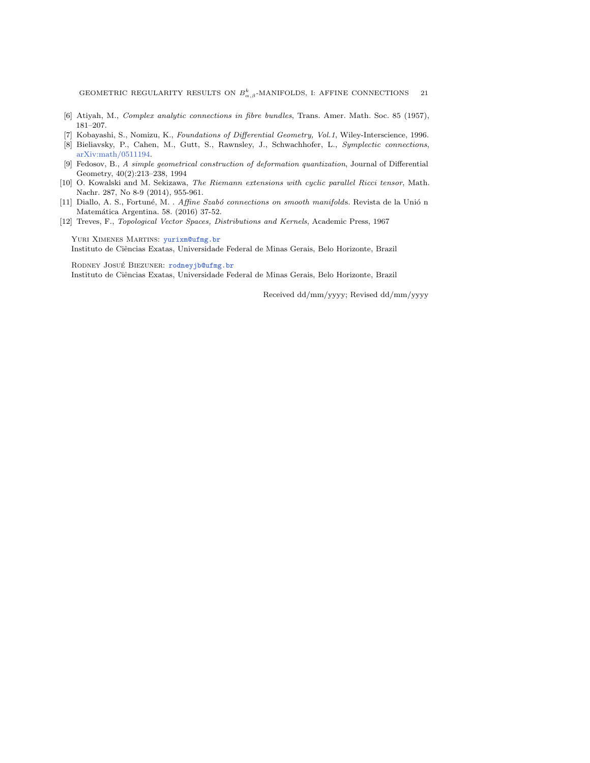[6] Atiyah, M., *Complex analytic connections in fibre bundles*, Trans. Amer. Math. Soc. 85 (1957), 181–207.

[7] Kobayashi, S., Nomizu, K., *Foundations of Differential Geometry, Vol.1*, Wiley-Interscience, 1996.

[8] Bieliavsky, P., Cahen, M., Gutt, S., Rawnsley, J., Schwachhofer, L., *Symplectic connections*, arXiv:math/0511194.

[9] Fedosov, B., *A simple geometrical construction of deformation quantization*, Journal of Differential Geometry, 40(2):213–238, 1994

[10] O. Kowalski and M. Sekizawa, *The Riemann extensions with cyclic parallel Ricci tensor*, Math. Nachr. 287, No 8-9 (2014), 955-961.

[11] Diallo, A. S., Fortuné, M. . *Affine Szabó connections on smooth manifold*s. Revista de la Unió n Matemática Argentina. 58. (2016) 37-52.

[12] Treves, F., *Topological Vector Spaces, Distributions and Kernels*, Academic Press, 1967

Yuri Ximenes Martins: yurixm@ufmg.br
Instituto de Ciências Exatas, Universidade Federal de Minas Gerais, Belo Horizonte, Brazil

Rodney Josué Biezuner: rodneyjb@ufmg.br
Instituto de Ciências Exatas, Universidade Federal de Minas Gerais, Belo Horizonte, Brazil

Received dd/mm/yyyy; Revised dd/mm/yyyy